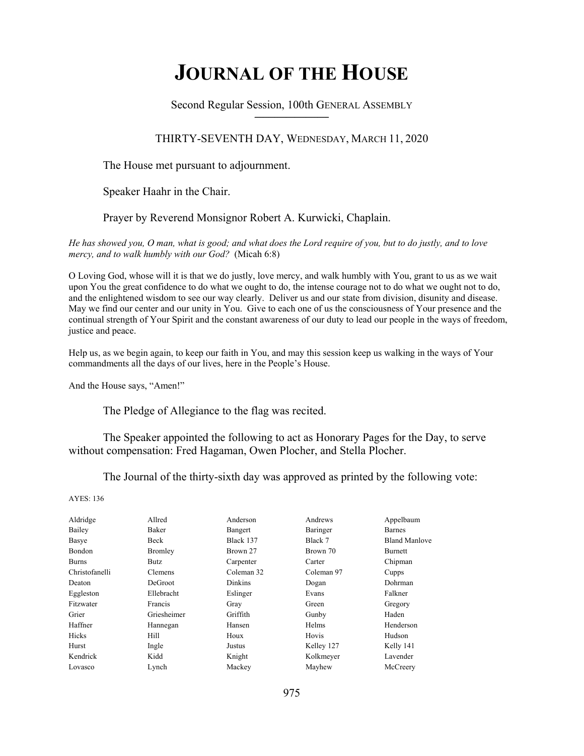# JOURNAL OF THE HOUSE

Second Regular Session, 100th GENERAL ASSEMBLY

THIRTY-SEVENTH DAY, WEDNESDAY, MARCH 11, 2020

The House met pursuant to adjournment.

Speaker Haahr in the Chair.

Prayer by Reverend Monsignor Robert A. Kurwicki, Chaplain.

*He has showed you, O man, what is good; and what does the Lord require of you, but to do justly, and to love mercy, and to walk humbly with our God?* (Micah 6:8)

O Loving God, whose will it is that we do justly, love mercy, and walk humbly with You, grant to us as we wait upon You the great confidence to do what we ought to do, the intense courage not to do what we ought not to do, and the enlightened wisdom to see our way clearly. Deliver us and our state from division, disunity and disease. May we find our center and our unity in You. Give to each one of us the consciousness of Your presence and the continual strength of Your Spirit and the constant awareness of our duty to lead our people in the ways of freedom, justice and peace.

Help us, as we begin again, to keep our faith in You, and may this session keep us walking in the ways of Your commandments all the days of our lives, here in the People's House.

And the House says, "Amen!"

The Pledge of Allegiance to the flag was recited.

The Speaker appointed the following to act as Honorary Pages for the Day, to serve without compensation: Fred Hagaman, Owen Plocher, and Stella Plocher.

The Journal of the thirty-sixth day was approved as printed by the following vote:

AYES: 136

| | | | | |
|---|---|---|---|---|
| Aldridge | Allred | Anderson | Andrews | Appelbaum |
| Bailey | Baker | Bangert | Baringer | Barnes |
| Basye | Beck | Black 137 | Black 7 | Bland Manlove |
| Bondon | Bromley | Brown 27 | Brown 70 | Burnett |
| Burns | Butz | Carpenter | Carter | Chipman |
| Christofanelli | Clemens | Coleman 32 | Coleman 97 | Cupps |
| Deaton | DeGroot | Dinkins | Dogan | Dohrman |
| Eggleston | Ellebracht | Eslinger | Evans | Falkner |
| Fitzwater | Francis | Gray | Green | Gregory |
| Grier | Griesheimer | Griffith | Gunby | Haden |
| Haffner | Hannegan | Hansen | Helms | Henderson |
| Hicks | Hill | Houx | Hovis | Hudson |
| Hurst | Ingle | Justus | Kelley 127 | Kelly 141 |
| Kendrick | Kidd | Knight | Kolkmeyer | Lavender |
| Lovasco | Lynch | Mackey | Mayhew | McCreery |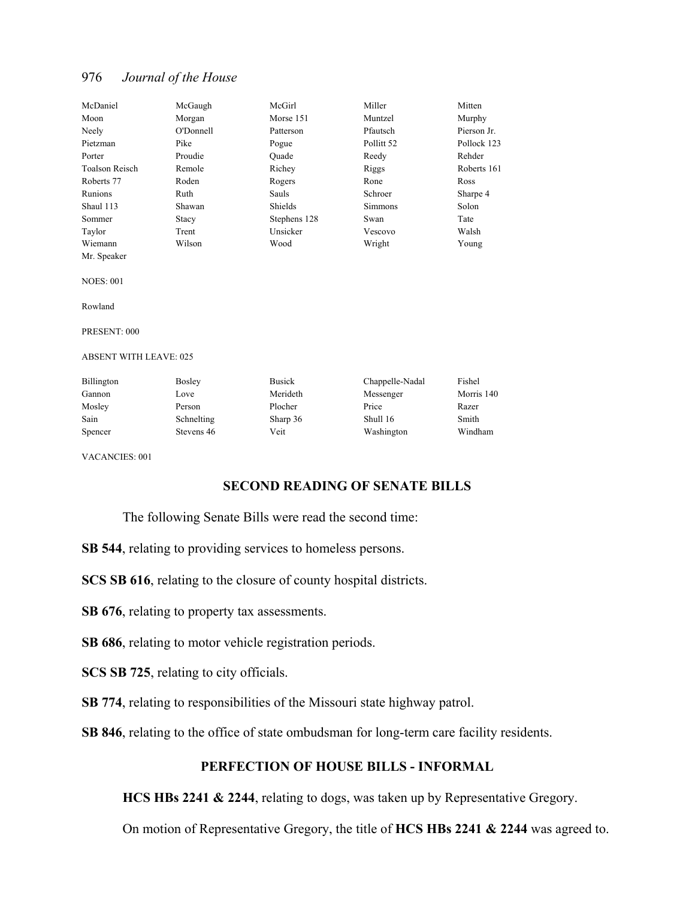| | | | | |
|---|---|---|---|---|
| McDaniel | McGaugh | McGirl | Miller | Mitten |
| Moon | Morgan | Morse 151 | Muntzel | Murphy |
| Neely | O'Donnell | Patterson | Pfautsch | Pierson Jr. |
| Pietzman | Pike | Pogue | Pollitt 52 | Pollock 123 |
| Porter | Proudie | Quade | Reedy | Rehder |
| Toalson Reisch | Remole | Richey | Riggs | Roberts 161 |
| Roberts 77 | Roden | Rogers | Rone | Ross |
| Runions | Ruth | Sauls | Schroer | Sharpe 4 |
| Shaul 113 | Shawan | Shields | Simmons | Solon |
| Sommer | Stacy | Stephens 128 | Swan | Tate |
| Taylor | Trent | Unsicker | Vescovo | Walsh |
| Wiemann | Wilson | Wood | Wright | Young |
| Mr. Speaker | | | | |

NOES: 001

Rowland

PRESENT: 000

ABSENT WITH LEAVE: 025

| | | | | |
|---|---|---|---|---|
| Billington | Bosley | Busick | Chappelle-Nadal | Fishel |
| Gannon | Love | Merideth | Messenger | Morris 140 |
| Mosley | Person | Plocher | Price | Razer |
| Sain | Schnelting | Sharp 36 | Shull 16 | Smith |
| Spencer | Stevens 46 | Veit | Washington | Windham |

VACANCIES: 001

## SECOND READING OF SENATE BILLS

The following Senate Bills were read the second time:

**SB 544**, relating to providing services to homeless persons.

**SCS SB 616**, relating to the closure of county hospital districts.

**SB 676**, relating to property tax assessments.

**SB 686**, relating to motor vehicle registration periods.

**SCS SB 725**, relating to city officials.

**SB 774**, relating to responsibilities of the Missouri state highway patrol.

**SB 846**, relating to the office of state ombudsman for long-term care facility residents.

## PERFECTION OF HOUSE BILLS - INFORMAL

**HCS HBs 2241 & 2244**, relating to dogs, was taken up by Representative Gregory.

On motion of Representative Gregory, the title of **HCS HBs 2241 & 2244** was agreed to.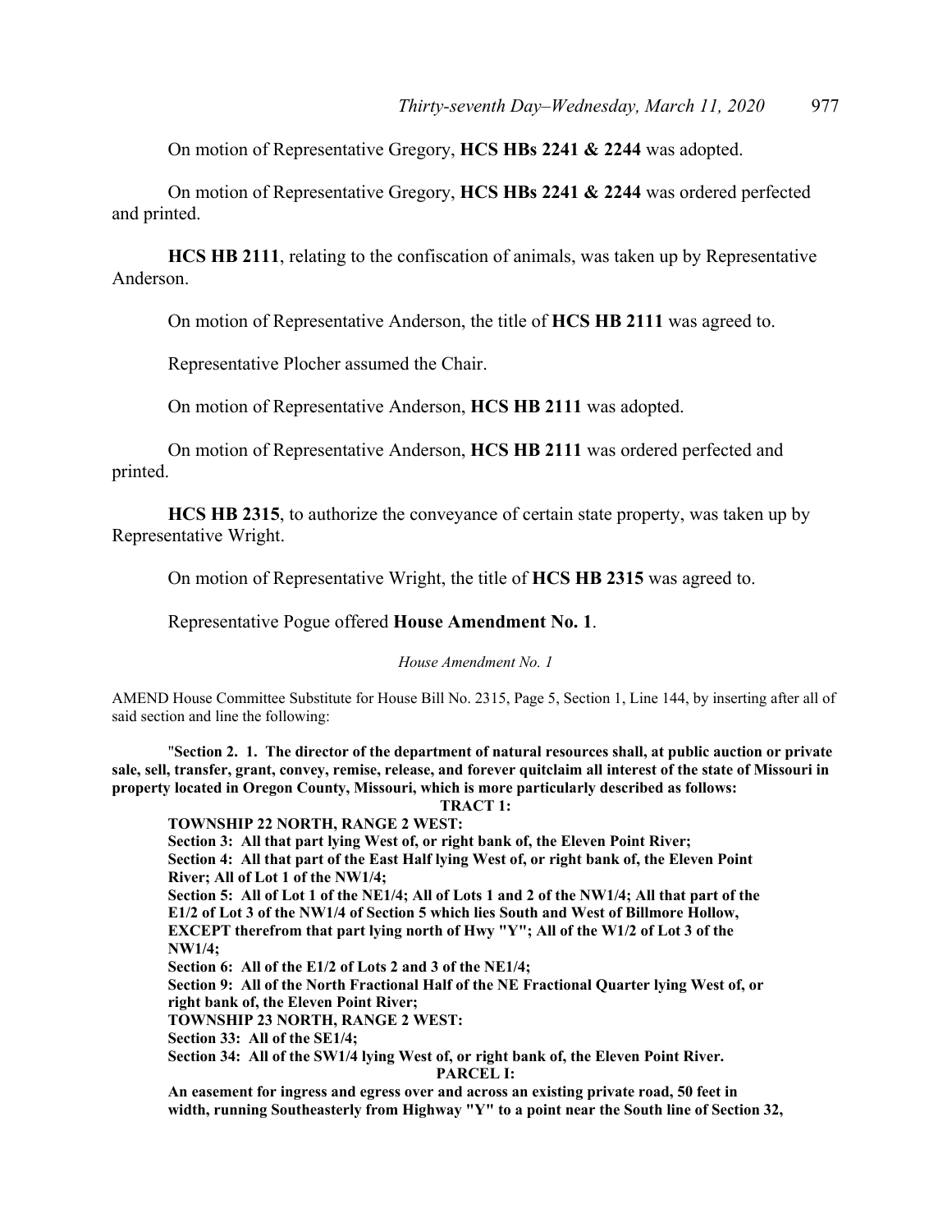On motion of Representative Gregory, **HCS HBs 2241 & 2244** was adopted.

On motion of Representative Gregory, **HCS HBs 2241 & 2244** was ordered perfected and printed.

**HCS HB 2111**, relating to the confiscation of animals, was taken up by Representative Anderson.

On motion of Representative Anderson, the title of **HCS HB 2111** was agreed to.

Representative Plocher assumed the Chair.

On motion of Representative Anderson, **HCS HB 2111** was adopted.

On motion of Representative Anderson, **HCS HB 2111** was ordered perfected and printed.

**HCS HB 2315**, to authorize the conveyance of certain state property, was taken up by Representative Wright.

On motion of Representative Wright, the title of **HCS HB 2315** was agreed to.

Representative Pogue offered **House Amendment No. 1**.

*House Amendment No. 1*

AMEND House Committee Substitute for House Bill No. 2315, Page 5, Section 1, Line 144, by inserting after all of said section and line the following:

"**Section 2. 1. The director of the department of natural resources shall, at public auction or private sale, sell, transfer, grant, convey, remise, release, and forever quitclaim all interest of the state of Missouri in property located in Oregon County, Missouri, which is more particularly described as follows:**

**TRACT 1:**

**TOWNSHIP 22 NORTH, RANGE 2 WEST:**

**Section 3: All that part lying West of, or right bank of, the Eleven Point River;**

**Section 4: All that part of the East Half lying West of, or right bank of, the Eleven Point River; All of Lot 1 of the NW1/4;**

**Section 5: All of Lot 1 of the NE1/4; All of Lots 1 and 2 of the NW1/4; All that part of the E1/2 of Lot 3 of the NW1/4 of Section 5 which lies South and West of Billmore Hollow, EXCEPT therefrom that part lying north of Hwy "Y"; All of the W1/2 of Lot 3 of the NW1/4;**

**Section 6: All of the E1/2 of Lots 2 and 3 of the NE1/4;**

**Section 9: All of the North Fractional Half of the NE Fractional Quarter lying West of, or right bank of, the Eleven Point River;**

**TOWNSHIP 23 NORTH, RANGE 2 WEST:**

**Section 33: All of the SE1/4;**

**Section 34: All of the SW1/4 lying West of, or right bank of, the Eleven Point River.**

**PARCEL I:**

**An easement for ingress and egress over and across an existing private road, 50 feet in width, running Southeasterly from Highway "Y" to a point near the South line of Section 32,**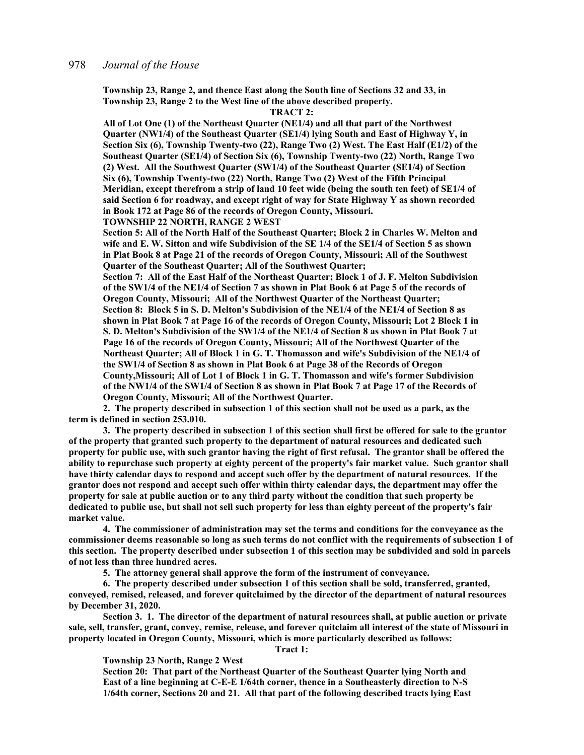**Township 23, Range 2, and thence East along the South line of Sections 32 and 33, in Township 23, Range 2 to the West line of the above described property.**

**TRACT 2:**

**All of Lot One (1) of the Northeast Quarter (NE1/4) and all that part of the Northwest Quarter (NW1/4) of the Southeast Quarter (SE1/4) lying South and East of Highway Y, in Section Six (6), Township Twenty-two (22), Range Two (2) West. The East Half (E1/2) of the Southeast Quarter (SE1/4) of Section Six (6), Township Twenty-two (22) North, Range Two (2) West. All the Southwest Quarter (SW1/4) of the Southeast Quarter (SE1/4) of Section Six (6), Township Twenty-two (22) North, Range Two (2) West of the Fifth Principal Meridian, except therefrom a strip of land 10 feet wide (being the south ten feet) of SE1/4 of said Section 6 for roadway, and except right of way for State Highway Y as shown recorded in Book 172 at Page 86 of the records of Oregon County, Missouri.**

**TOWNSHIP 22 NORTH, RANGE 2 WEST**

**Section 5: All of the North Half of the Southeast Quarter; Block 2 in Charles W. Melton and wife and E. W. Sitton and wife Subdivision of the SE 1/4 of the SE1/4 of Section 5 as shown in Plat Book 8 at Page 21 of the records of Oregon County, Missouri; All of the Southwest Quarter of the Southeast Quarter; All of the Southwest Quarter;**

**Section 7: All of the East Half of the Northeast Quarter; Block 1 of J. F. Melton Subdivision of the SW1/4 of the NE1/4 of Section 7 as shown in Plat Book 6 at Page 5 of the records of Oregon County, Missouri; All of the Northwest Quarter of the Northeast Quarter;**

**Section 8: Block 5 in S. D. Melton's Subdivision of the NE1/4 of the NE1/4 of Section 8 as shown in Plat Book 7 at Page 16 of the records of Oregon County, Missouri; Lot 2 Block 1 in S. D. Melton's Subdivision of the SW1/4 of the NE1/4 of Section 8 as shown in Plat Book 7 at Page 16 of the records of Oregon County, Missouri; All of the Northwest Quarter of the Northeast Quarter; All of Block 1 in G. T. Thomasson and wife's Subdivision of the NE1/4 of the SW1/4 of Section 8 as shown in Plat Book 6 at Page 38 of the Records of Oregon County,Missouri; All of Lot 1 of Block 1 in G. T. Thomasson and wife's former Subdivision of the NW1/4 of the SW1/4 of Section 8 as shown in Plat Book 7 at Page 17 of the Records of Oregon County, Missouri; All of the Northwest Quarter.**

**2. The property described in subsection 1 of this section shall not be used as a park, as the term is defined in section 253.010.**

**3. The property described in subsection 1 of this section shall first be offered for sale to the grantor of the property that granted such property to the department of natural resources and dedicated such property for public use, with such grantor having the right of first refusal. The grantor shall be offered the ability to repurchase such property at eighty percent of the property's fair market value. Such grantor shall have thirty calendar days to respond and accept such offer by the department of natural resources. If the grantor does not respond and accept such offer within thirty calendar days, the department may offer the property for sale at public auction or to any third party without the condition that such property be dedicated to public use, but shall not sell such property for less than eighty percent of the property's fair market value.**

**4. The commissioner of administration may set the terms and conditions for the conveyance as the commissioner deems reasonable so long as such terms do not conflict with the requirements of subsection 1 of this section. The property described under subsection 1 of this section may be subdivided and sold in parcels of not less than three hundred acres.**

**5. The attorney general shall approve the form of the instrument of conveyance.**

**6. The property described under subsection 1 of this section shall be sold, transferred, granted, conveyed, remised, released, and forever quitclaimed by the director of the department of natural resources by December 31, 2020.**

**Section 3. 1. The director of the department of natural resources shall, at public auction or private sale, sell, transfer, grant, convey, remise, release, and forever quitclaim all interest of the state of Missouri in property located in Oregon County, Missouri, which is more particularly described as follows:**

**Tract 1:**

**Township 23 North, Range 2 West**

**Section 20: That part of the Northeast Quarter of the Southeast Quarter lying North and East of a line beginning at C-E-E 1/64th corner, thence in a Southeasterly direction to N-S 1/64th corner, Sections 20 and 21. All that part of the following described tracts lying East**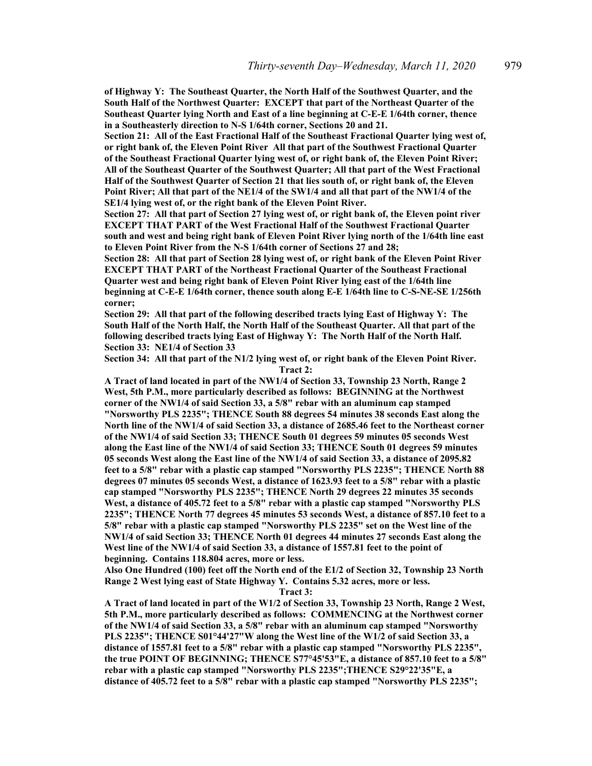**of Highway Y: The Southeast Quarter, the North Half of the Southwest Quarter, and the South Half of the Northwest Quarter: EXCEPT that part of the Northeast Quarter of the Southeast Quarter lying North and East of a line beginning at C-E-E 1/64th corner, thence in a Southeasterly direction to N-S 1/64th corner, Sections 20 and 21.**

**Section 21: All of the East Fractional Half of the Southeast Fractional Quarter lying west of, or right bank of, the Eleven Point River All that part of the Southwest Fractional Quarter of the Southeast Fractional Quarter lying west of, or right bank of, the Eleven Point River; All of the Southeast Quarter of the Southwest Quarter; All that part of the West Fractional Half of the Southwest Quarter of Section 21 that lies south of, or right bank of, the Eleven Point River; All that part of the NE1/4 of the SW1/4 and all that part of the NW1/4 of the SE1/4 lying west of, or the right bank of the Eleven Point River.**

**Section 27: All that part of Section 27 lying west of, or right bank of, the Eleven point river EXCEPT THAT PART of the West Fractional Half of the Southwest Fractional Quarter south and west and being right bank of Eleven Point River lying north of the 1/64th line east to Eleven Point River from the N-S 1/64th corner of Sections 27 and 28;**

**Section 28: All that part of Section 28 lying west of, or right bank of the Eleven Point River EXCEPT THAT PART of the Northeast Fractional Quarter of the Southeast Fractional Quarter west and being right bank of Eleven Point River lying east of the 1/64th line beginning at C-E-E 1/64th corner, thence south along E-E 1/64th line to C-S-NE-SE 1/256th corner;**

**Section 29: All that part of the following described tracts lying East of Highway Y: The South Half of the North Half, the North Half of the Southeast Quarter. All that part of the following described tracts lying East of Highway Y: The North Half of the North Half.**

**Section 33: NE1/4 of Section 33**

**Section 34: All that part of the N1/2 lying west of, or right bank of the Eleven Point River.**

**Tract 2:**

**A Tract of land located in part of the NW1/4 of Section 33, Township 23 North, Range 2 West, 5th P.M., more particularly described as follows: BEGINNING at the Northwest corner of the NW1/4 of said Section 33, a 5/8" rebar with an aluminum cap stamped "Norsworthy PLS 2235"; THENCE South 88 degrees 54 minutes 38 seconds East along the North line of the NW1/4 of said Section 33, a distance of 2685.46 feet to the Northeast corner of the NW1/4 of said Section 33; THENCE South 01 degrees 59 minutes 05 seconds West along the East line of the NW1/4 of said Section 33; THENCE South 01 degrees 59 minutes 05 seconds West along the East line of the NW1/4 of said Section 33, a distance of 2095.82 feet to a 5/8" rebar with a plastic cap stamped "Norsworthy PLS 2235"; THENCE North 88 degrees 07 minutes 05 seconds West, a distance of 1623.93 feet to a 5/8" rebar with a plastic cap stamped "Norsworthy PLS 2235"; THENCE North 29 degrees 22 minutes 35 seconds West, a distance of 405.72 feet to a 5/8" rebar with a plastic cap stamped "Norsworthy PLS 2235"; THENCE North 77 degrees 45 minutes 53 seconds West, a distance of 857.10 feet to a 5/8" rebar with a plastic cap stamped "Norsworthy PLS 2235" set on the West line of the NW1/4 of said Section 33; THENCE North 01 degrees 44 minutes 27 seconds East along the West line of the NW1/4 of said Section 33, a distance of 1557.81 feet to the point of beginning. Contains 118.804 acres, more or less.**

**Also One Hundred (100) feet off the North end of the E1/2 of Section 32, Township 23 North Range 2 West lying east of State Highway Y. Contains 5.32 acres, more or less.**

**Tract 3:**

**A Tract of land located in part of the W1/2 of Section 33, Township 23 North, Range 2 West, 5th P.M., more particularly described as follows: COMMENCING at the Northwest corner of the NW1/4 of said Section 33, a 5/8" rebar with an aluminum cap stamped "Norsworthy PLS 2235"; THENCE S01°44'27"W along the West line of the W1/2 of said Section 33, a distance of 1557.81 feet to a 5/8" rebar with a plastic cap stamped "Norsworthy PLS 2235", the true POINT OF BEGINNING; THENCE S77°45'53"E, a distance of 857.10 feet to a 5/8" rebar with a plastic cap stamped "Norsworthy PLS 2235";THENCE S29°22'35"E, a distance of 405.72 feet to a 5/8" rebar with a plastic cap stamped "Norsworthy PLS 2235";**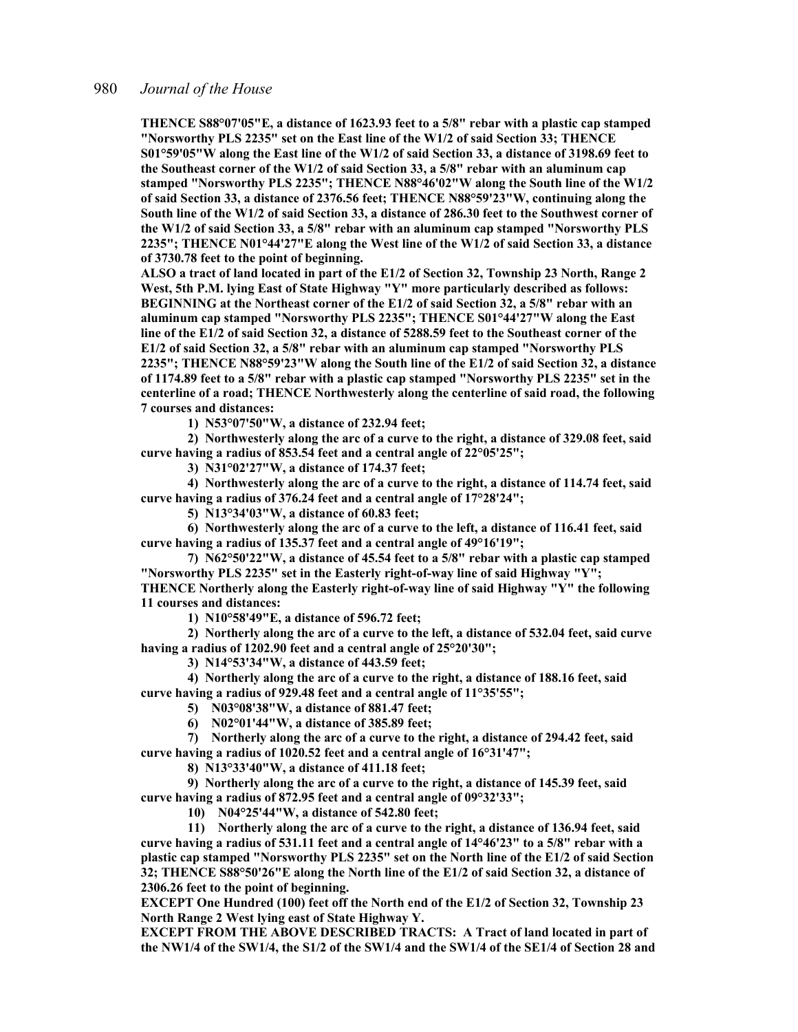**THENCE S88°07'05"E, a distance of 1623.93 feet to a 5/8" rebar with a plastic cap stamped "Norsworthy PLS 2235" set on the East line of the W1/2 of said Section 33; THENCE S01°59'05"W along the East line of the W1/2 of said Section 33, a distance of 3198.69 feet to the Southeast corner of the W1/2 of said Section 33, a 5/8" rebar with an aluminum cap stamped "Norsworthy PLS 2235"; THENCE N88°46'02"W along the South line of the W1/2 of said Section 33, a distance of 2376.56 feet; THENCE N88°59'23"W, continuing along the South line of the W1/2 of said Section 33, a distance of 286.30 feet to the Southwest corner of the W1/2 of said Section 33, a 5/8" rebar with an aluminum cap stamped "Norsworthy PLS 2235"; THENCE N01°44'27"E along the West line of the W1/2 of said Section 33, a distance of 3730.78 feet to the point of beginning.**

**ALSO a tract of land located in part of the E1/2 of Section 32, Township 23 North, Range 2 West, 5th P.M. lying East of State Highway "Y" more particularly described as follows: BEGINNING at the Northeast corner of the E1/2 of said Section 32, a 5/8" rebar with an aluminum cap stamped "Norsworthy PLS 2235"; THENCE S01°44'27"W along the East line of the E1/2 of said Section 32, a distance of 5288.59 feet to the Southeast corner of the E1/2 of said Section 32, a 5/8" rebar with an aluminum cap stamped "Norsworthy PLS 2235"; THENCE N88°59'23"W along the South line of the E1/2 of said Section 32, a distance of 1174.89 feet to a 5/8" rebar with a plastic cap stamped "Norsworthy PLS 2235" set in the centerline of a road; THENCE Northwesterly along the centerline of said road, the following 7 courses and distances:**

**1) N53°07'50"W, a distance of 232.94 feet;**

**2) Northwesterly along the arc of a curve to the right, a distance of 329.08 feet, said curve having a radius of 853.54 feet and a central angle of 22°05'25";**

**3) N31°02'27"W, a distance of 174.37 feet;**

**4) Northwesterly along the arc of a curve to the right, a distance of 114.74 feet, said curve having a radius of 376.24 feet and a central angle of 17°28'24";**

**5) N13°34'03"W, a distance of 60.83 feet;**

**6) Northwesterly along the arc of a curve to the left, a distance of 116.41 feet, said curve having a radius of 135.37 feet and a central angle of 49°16'19";**

**7) N62°50'22"W, a distance of 45.54 feet to a 5/8" rebar with a plastic cap stamped "Norsworthy PLS 2235" set in the Easterly right-of-way line of said Highway "Y"; THENCE Northerly along the Easterly right-of-way line of said Highway "Y" the following 11 courses and distances:**

**1) N10°58'49"E, a distance of 596.72 feet;**

**2) Northerly along the arc of a curve to the left, a distance of 532.04 feet, said curve having a radius of 1202.90 feet and a central angle of 25°20'30";**

**3) N14°53'34"W, a distance of 443.59 feet;**

**4) Northerly along the arc of a curve to the right, a distance of 188.16 feet, said curve having a radius of 929.48 feet and a central angle of 11°35'55";**

**5) N03°08'38"W, a distance of 881.47 feet;**

**6) N02°01'44"W, a distance of 385.89 feet;**

**7) Northerly along the arc of a curve to the right, a distance of 294.42 feet, said curve having a radius of 1020.52 feet and a central angle of 16°31'47";**

**8) N13°33'40"W, a distance of 411.18 feet;**

**9) Northerly along the arc of a curve to the right, a distance of 145.39 feet, said curve having a radius of 872.95 feet and a central angle of 09°32'33";**

**10) N04°25'44"W, a distance of 542.80 feet;**

**11) Northerly along the arc of a curve to the right, a distance of 136.94 feet, said curve having a radius of 531.11 feet and a central angle of 14°46'23" to a 5/8" rebar with a plastic cap stamped "Norsworthy PLS 2235" set on the North line of the E1/2 of said Section 32; THENCE S88°50'26"E along the North line of the E1/2 of said Section 32, a distance of 2306.26 feet to the point of beginning.**

**EXCEPT One Hundred (100) feet off the North end of the E1/2 of Section 32, Township 23 North Range 2 West lying east of State Highway Y.**

**EXCEPT FROM THE ABOVE DESCRIBED TRACTS: A Tract of land located in part of the NW1/4 of the SW1/4, the S1/2 of the SW1/4 and the SW1/4 of the SE1/4 of Section 28 and**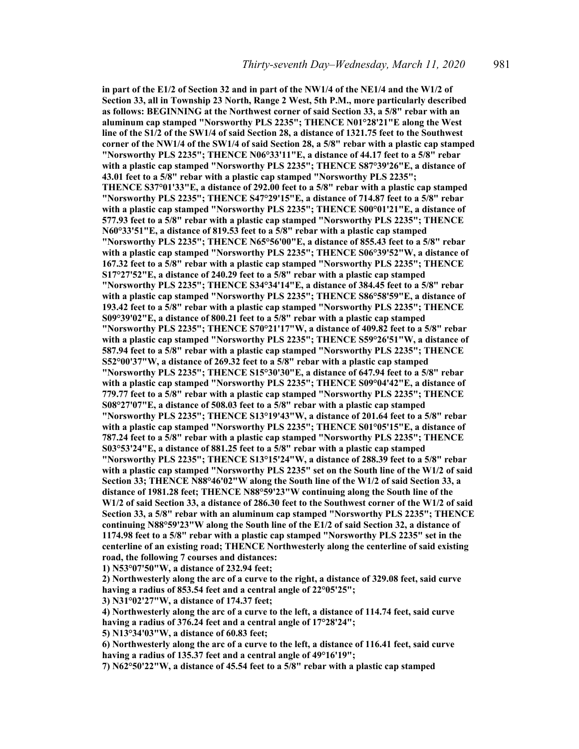**in part of the E1/2 of Section 32 and in part of the NW1/4 of the NE1/4 and the W1/2 of Section 33, all in Township 23 North, Range 2 West, 5th P.M., more particularly described as follows: BEGINNING at the Northwest corner of said Section 33, a 5/8" rebar with an aluminum cap stamped "Norsworthy PLS 2235"; THENCE N01°28'21"E along the West line of the S1/2 of the SW1/4 of said Section 28, a distance of 1321.75 feet to the Southwest corner of the NW1/4 of the SW1/4 of said Section 28, a 5/8" rebar with a plastic cap stamped "Norsworthy PLS 2235"; THENCE N06°33'11"E, a distance of 44.17 feet to a 5/8" rebar with a plastic cap stamped "Norsworthy PLS 2235"; THENCE S87°39'26"E, a distance of 43.01 feet to a 5/8" rebar with a plastic cap stamped "Norsworthy PLS 2235"; THENCE S37°01'33"E, a distance of 292.00 feet to a 5/8" rebar with a plastic cap stamped "Norsworthy PLS 2235"; THENCE S47°29'15"E, a distance of 714.87 feet to a 5/8" rebar with a plastic cap stamped "Norsworthy PLS 2235"; THENCE S00°01'21"E, a distance of 577.93 feet to a 5/8" rebar with a plastic cap stamped "Norsworthy PLS 2235"; THENCE N60°33'51"E, a distance of 819.53 feet to a 5/8" rebar with a plastic cap stamped "Norsworthy PLS 2235"; THENCE N65°56'00"E, a distance of 855.43 feet to a 5/8" rebar with a plastic cap stamped "Norsworthy PLS 2235"; THENCE S06°39'52"W, a distance of 167.32 feet to a 5/8" rebar with a plastic cap stamped "Norsworthy PLS 2235"; THENCE S17°27'52"E, a distance of 240.29 feet to a 5/8" rebar with a plastic cap stamped "Norsworthy PLS 2235"; THENCE S34°34'14"E, a distance of 384.45 feet to a 5/8" rebar with a plastic cap stamped "Norsworthy PLS 2235"; THENCE S86°58'59"E, a distance of 193.42 feet to a 5/8" rebar with a plastic cap stamped "Norsworthy PLS 2235"; THENCE S09°39'02"E, a distance of 800.21 feet to a 5/8" rebar with a plastic cap stamped "Norsworthy PLS 2235"; THENCE S70°21'17"W, a distance of 409.82 feet to a 5/8" rebar with a plastic cap stamped "Norsworthy PLS 2235"; THENCE S59°26'51"W, a distance of 587.94 feet to a 5/8" rebar with a plastic cap stamped "Norsworthy PLS 2235"; THENCE S52°00'37"W, a distance of 269.32 feet to a 5/8" rebar with a plastic cap stamped "Norsworthy PLS 2235"; THENCE S15°30'30"E, a distance of 647.94 feet to a 5/8" rebar with a plastic cap stamped "Norsworthy PLS 2235"; THENCE S09°04'42"E, a distance of 779.77 feet to a 5/8" rebar with a plastic cap stamped "Norsworthy PLS 2235"; THENCE S08°27'07"E, a distance of 508.03 feet to a 5/8" rebar with a plastic cap stamped "Norsworthy PLS 2235"; THENCE S13°19'43"W, a distance of 201.64 feet to a 5/8" rebar with a plastic cap stamped "Norsworthy PLS 2235"; THENCE S01°05'15"E, a distance of 787.24 feet to a 5/8" rebar with a plastic cap stamped "Norsworthy PLS 2235"; THENCE S03°53'24"E, a distance of 881.25 feet to a 5/8" rebar with a plastic cap stamped "Norsworthy PLS 2235"; THENCE S13°15'24"W, a distance of 288.39 feet to a 5/8" rebar with a plastic cap stamped "Norsworthy PLS 2235" set on the South line of the W1/2 of said Section 33; THENCE N88°46'02"W along the South line of the W1/2 of said Section 33, a distance of 1981.28 feet; THENCE N88°59'23"W continuing along the South line of the W1/2 of said Section 33, a distance of 286.30 feet to the Southwest corner of the W1/2 of said Section 33, a 5/8" rebar with an aluminum cap stamped "Norsworthy PLS 2235"; THENCE continuing N88°59'23"W along the South line of the E1/2 of said Section 32, a distance of 1174.98 feet to a 5/8" rebar with a plastic cap stamped "Norsworthy PLS 2235" set in the centerline of an existing road; THENCE Northwesterly along the centerline of said existing road, the following 7 courses and distances:**

**1) N53°07'50"W, a distance of 232.94 feet;**

**2) Northwesterly along the arc of a curve to the right, a distance of 329.08 feet, said curve having a radius of 853.54 feet and a central angle of 22°05'25";**

**3) N31°02'27"W, a distance of 174.37 feet;**

**4) Northwesterly along the arc of a curve to the left, a distance of 114.74 feet, said curve having a radius of 376.24 feet and a central angle of 17°28'24";**

**5) N13°34'03"W, a distance of 60.83 feet;**

**6) Northwesterly along the arc of a curve to the left, a distance of 116.41 feet, said curve having a radius of 135.37 feet and a central angle of 49°16'19";**

**7) N62°50'22"W, a distance of 45.54 feet to a 5/8" rebar with a plastic cap stamped**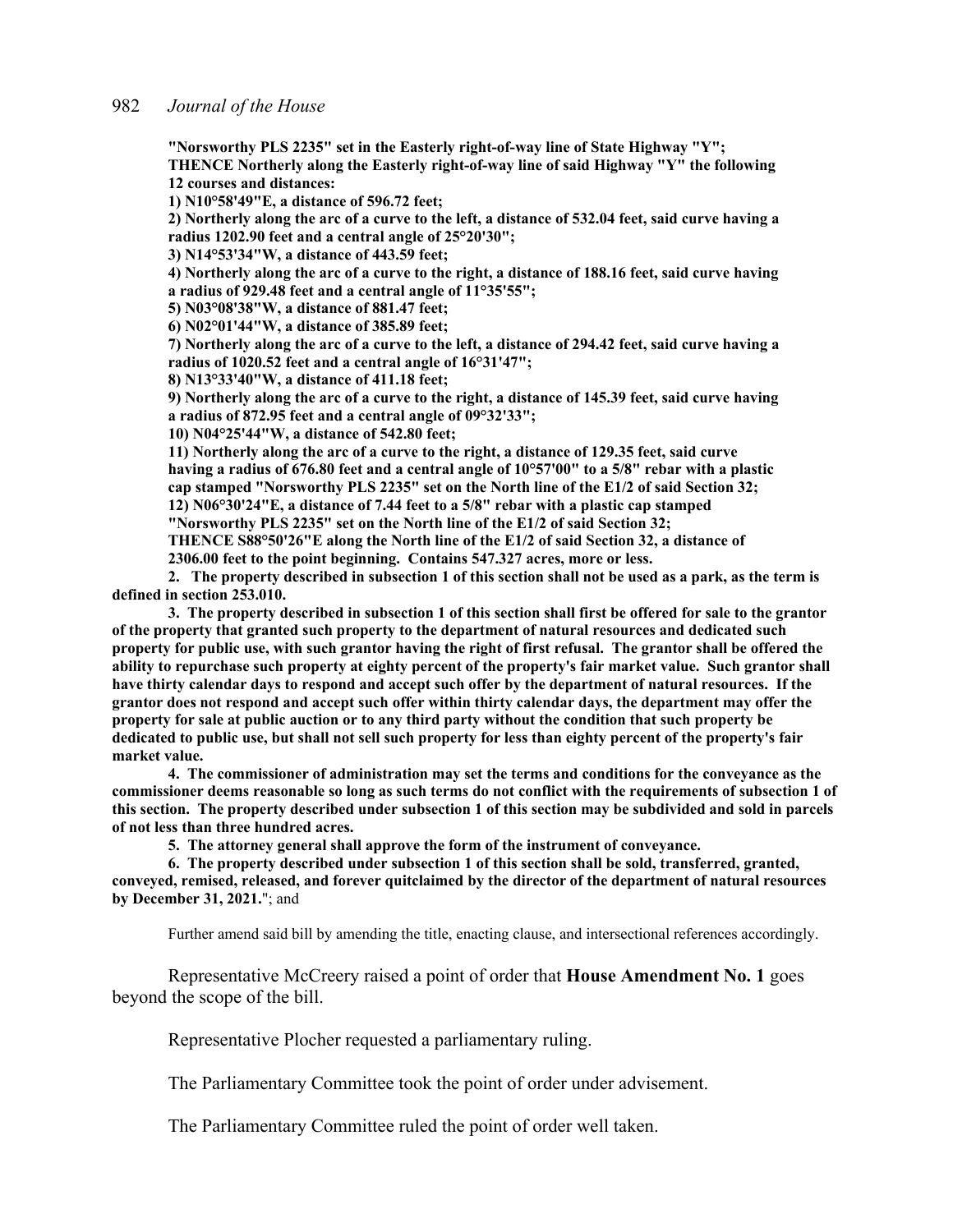**"Norsworthy PLS 2235" set in the Easterly right-of-way line of State Highway "Y";**
**THENCE Northerly along the Easterly right-of-way line of said Highway "Y" the following 12 courses and distances:**
**1) N10°58'49"E, a distance of 596.72 feet;**
**2) Northerly along the arc of a curve to the left, a distance of 532.04 feet, said curve having a radius 1202.90 feet and a central angle of 25°20'30";**
**3) N14°53'34"W, a distance of 443.59 feet;**
**4) Northerly along the arc of a curve to the right, a distance of 188.16 feet, said curve having a radius of 929.48 feet and a central angle of 11°35'55";**
**5) N03°08'38"W, a distance of 881.47 feet;**
**6) N02°01'44"W, a distance of 385.89 feet;**
**7) Northerly along the arc of a curve to the left, a distance of 294.42 feet, said curve having a radius of 1020.52 feet and a central angle of 16°31'47";**
**8) N13°33'40"W, a distance of 411.18 feet;**
**9) Northerly along the arc of a curve to the right, a distance of 145.39 feet, said curve having a radius of 872.95 feet and a central angle of 09°32'33";**
**10) N04°25'44"W, a distance of 542.80 feet;**
**11) Northerly along the arc of a curve to the right, a distance of 129.35 feet, said curve having a radius of 676.80 feet and a central angle of 10°57'00" to a 5/8" rebar with a plastic cap stamped "Norsworthy PLS 2235" set on the North line of the E1/2 of said Section 32;**
**12) N06°30'24"E, a distance of 7.44 feet to a 5/8" rebar with a plastic cap stamped "Norsworthy PLS 2235" set on the North line of the E1/2 of said Section 32;**
**THENCE S88°50'26"E along the North line of the E1/2 of said Section 32, a distance of 2306.00 feet to the point beginning. Contains 547.327 acres, more or less.**

**2. The property described in subsection 1 of this section shall not be used as a park, as the term is defined in section 253.010.**

**3. The property described in subsection 1 of this section shall first be offered for sale to the grantor of the property that granted such property to the department of natural resources and dedicated such property for public use, with such grantor having the right of first refusal. The grantor shall be offered the ability to repurchase such property at eighty percent of the property's fair market value. Such grantor shall have thirty calendar days to respond and accept such offer by the department of natural resources. If the grantor does not respond and accept such offer within thirty calendar days, the department may offer the property for sale at public auction or to any third party without the condition that such property be dedicated to public use, but shall not sell such property for less than eighty percent of the property's fair market value.**

**4. The commissioner of administration may set the terms and conditions for the conveyance as the commissioner deems reasonable so long as such terms do not conflict with the requirements of subsection 1 of this section. The property described under subsection 1 of this section may be subdivided and sold in parcels of not less than three hundred acres.**

**5. The attorney general shall approve the form of the instrument of conveyance.**

**6. The property described under subsection 1 of this section shall be sold, transferred, granted, conveyed, remised, released, and forever quitclaimed by the director of the department of natural resources by December 31, 2021.**"; and

Further amend said bill by amending the title, enacting clause, and intersectional references accordingly.

Representative McCreery raised a point of order that **House Amendment No. 1** goes beyond the scope of the bill.

Representative Plocher requested a parliamentary ruling.

The Parliamentary Committee took the point of order under advisement.

The Parliamentary Committee ruled the point of order well taken.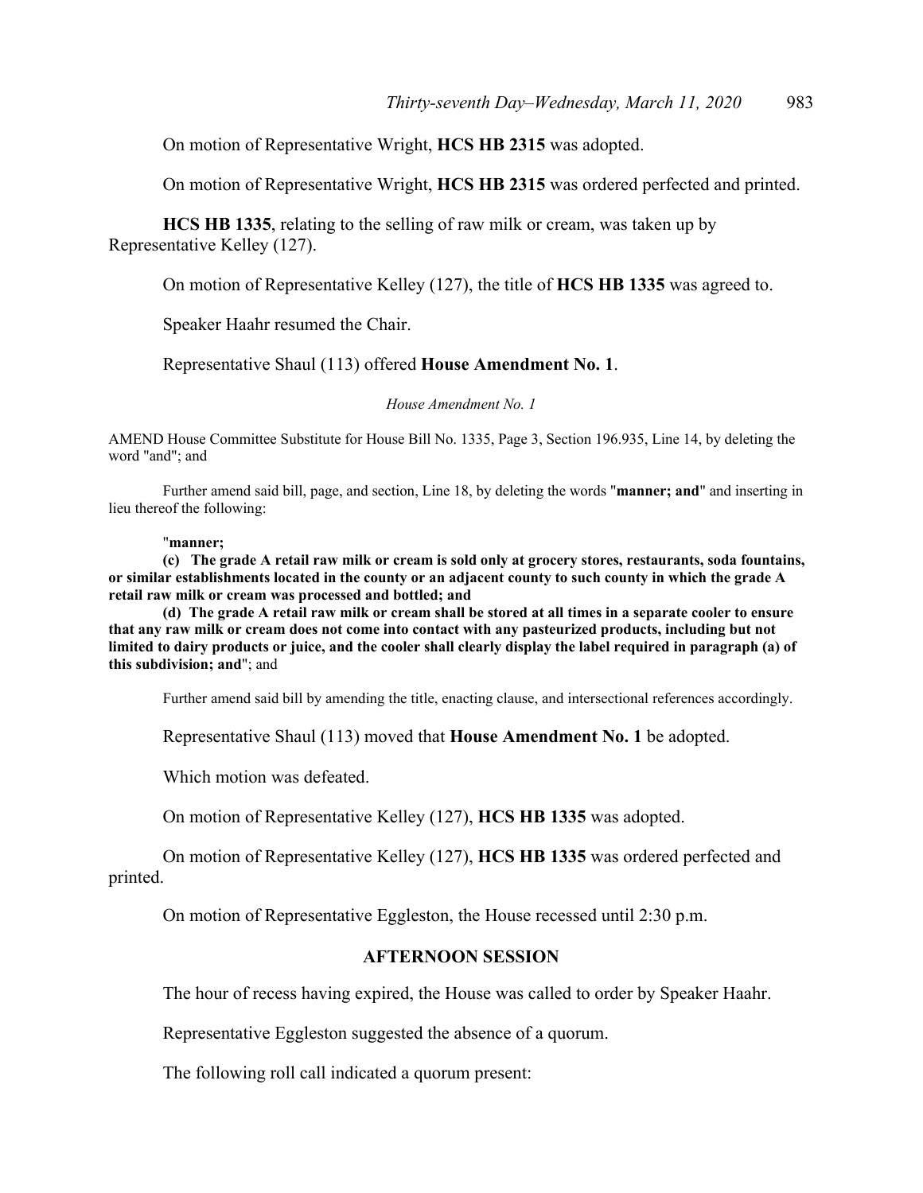On motion of Representative Wright, **HCS HB 2315** was adopted.

On motion of Representative Wright, **HCS HB 2315** was ordered perfected and printed.

**HCS HB 1335**, relating to the selling of raw milk or cream, was taken up by Representative Kelley (127).

On motion of Representative Kelley (127), the title of **HCS HB 1335** was agreed to.

Speaker Haahr resumed the Chair.

Representative Shaul (113) offered **House Amendment No. 1**.

*House Amendment No. 1*

AMEND House Committee Substitute for House Bill No. 1335, Page 3, Section 196.935, Line 14, by deleting the word "and"; and

Further amend said bill, page, and section, Line 18, by deleting the words "**manner; and**" and inserting in lieu thereof the following:

"**manner;**

**(c) The grade A retail raw milk or cream is sold only at grocery stores, restaurants, soda fountains, or similar establishments located in the county or an adjacent county to such county in which the grade A retail raw milk or cream was processed and bottled; and**

**(d) The grade A retail raw milk or cream shall be stored at all times in a separate cooler to ensure that any raw milk or cream does not come into contact with any pasteurized products, including but not limited to dairy products or juice, and the cooler shall clearly display the label required in paragraph (a) of this subdivision; and**"; and

Further amend said bill by amending the title, enacting clause, and intersectional references accordingly.

Representative Shaul (113) moved that **House Amendment No. 1** be adopted.

Which motion was defeated.

On motion of Representative Kelley (127), **HCS HB 1335** was adopted.

On motion of Representative Kelley (127), **HCS HB 1335** was ordered perfected and printed.

On motion of Representative Eggleston, the House recessed until 2:30 p.m.

## AFTERNOON SESSION

The hour of recess having expired, the House was called to order by Speaker Haahr.

Representative Eggleston suggested the absence of a quorum.

The following roll call indicated a quorum present: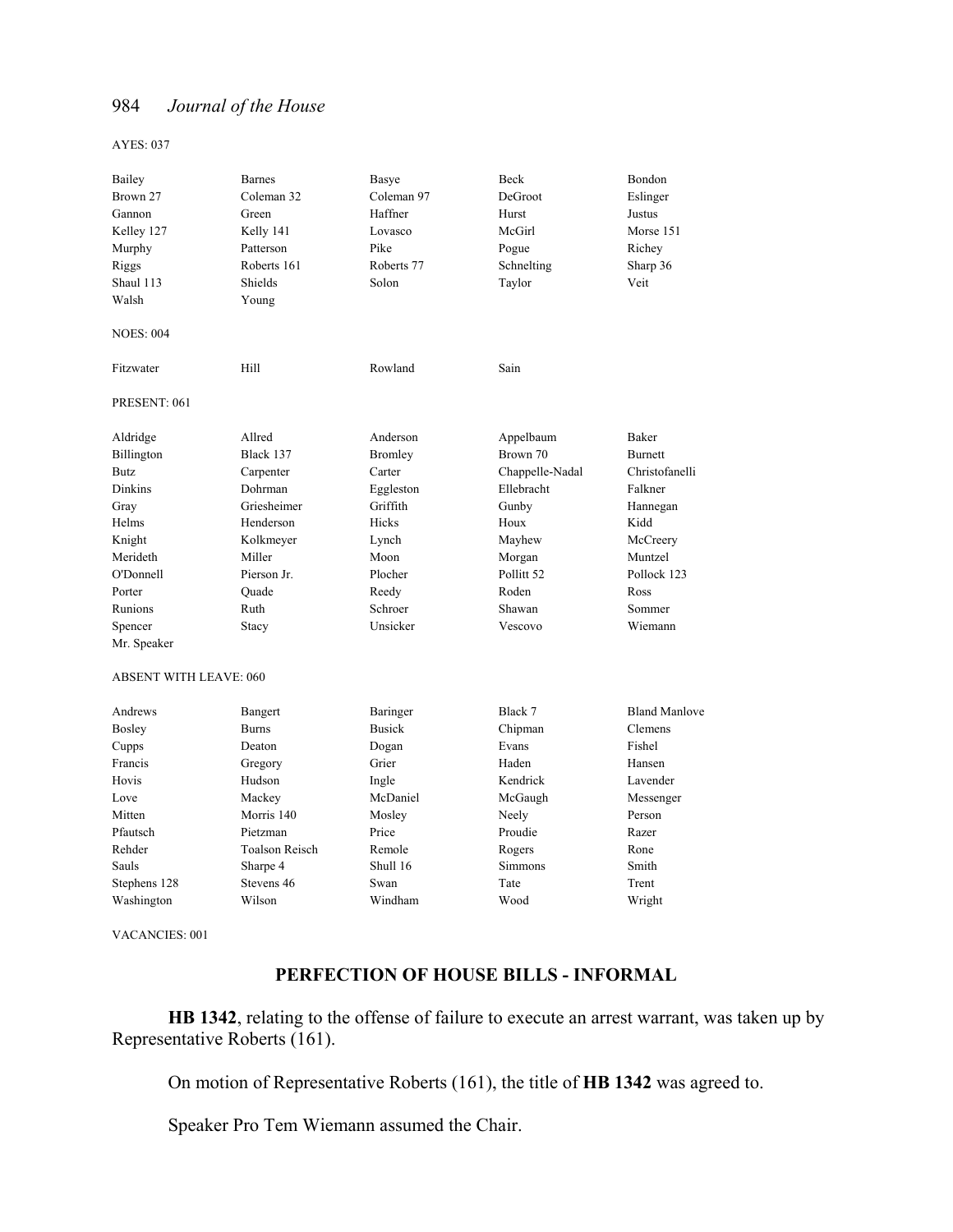AYES: 037

| | | | | |
|---|---|---|---|---|
| Bailey | Barnes | Basye | Beck | Bondon |
| Brown 27 | Coleman 32 | Coleman 97 | DeGroot | Eslinger |
| Gannon | Green | Haffner | Hurst | Justus |
| Kelley 127 | Kelly 141 | Lovasco | McGirl | Morse 151 |
| Murphy | Patterson | Pike | Pogue | Richey |
| Riggs | Roberts 161 | Roberts 77 | Schnelting | Sharp 36 |
| Shaul 113 | Shields | Solon | Taylor | Veit |
| Walsh | Young | | | |

NOES: 004

| | | | |
|---|---|---|---|
| Fitzwater | Hill | Rowland | Sain |

PRESENT: 061

| | | | | |
|---|---|---|---|---|
| Aldridge | Allred | Anderson | Appelbaum | Baker |
| Billington | Black 137 | Bromley | Brown 70 | Burnett |
| Butz | Carpenter | Carter | Chappelle-Nadal | Christofanelli |
| Dinkins | Dohrman | Eggleston | Ellebracht | Falkner |
| Gray | Griesheimer | Griffith | Gunby | Hannegan |
| Helms | Henderson | Hicks | Houx | Kidd |
| Knight | Kolkmeyer | Lynch | Mayhew | McCreery |
| Merideth | Miller | Moon | Morgan | Muntzel |
| O'Donnell | Pierson Jr. | Plocher | Pollitt 52 | Pollock 123 |
| Porter | Quade | Reedy | Roden | Ross |
| Runions | Ruth | Schroer | Shawan | Sommer |
| Spencer | Stacy | Unsicker | Vescovo | Wiemann |
| Mr. Speaker | | | | |

ABSENT WITH LEAVE: 060

| | | | | |
|---|---|---|---|---|
| Andrews | Bangert | Baringer | Black 7 | Bland Manlove |
| Bosley | Burns | Busick | Chipman | Clemens |
| Cupps | Deaton | Dogan | Evans | Fishel |
| Francis | Gregory | Grier | Haden | Hansen |
| Hovis | Hudson | Ingle | Kendrick | Lavender |
| Love | Mackey | McDaniel | McGaugh | Messenger |
| Mitten | Morris 140 | Mosley | Neely | Person |
| Pfautsch | Pietzman | Price | Proudie | Razer |
| Rehder | Toalson Reisch | Remole | Rogers | Rone |
| Sauls | Sharpe 4 | Shull 16 | Simmons | Smith |
| Stephens 128 | Stevens 46 | Swan | Tate | Trent |
| Washington | Wilson | Windham | Wood | Wright |

VACANCIES: 001

## PERFECTION OF HOUSE BILLS - INFORMAL

**HB 1342**, relating to the offense of failure to execute an arrest warrant, was taken up by Representative Roberts (161).

On motion of Representative Roberts (161), the title of **HB 1342** was agreed to.

Speaker Pro Tem Wiemann assumed the Chair.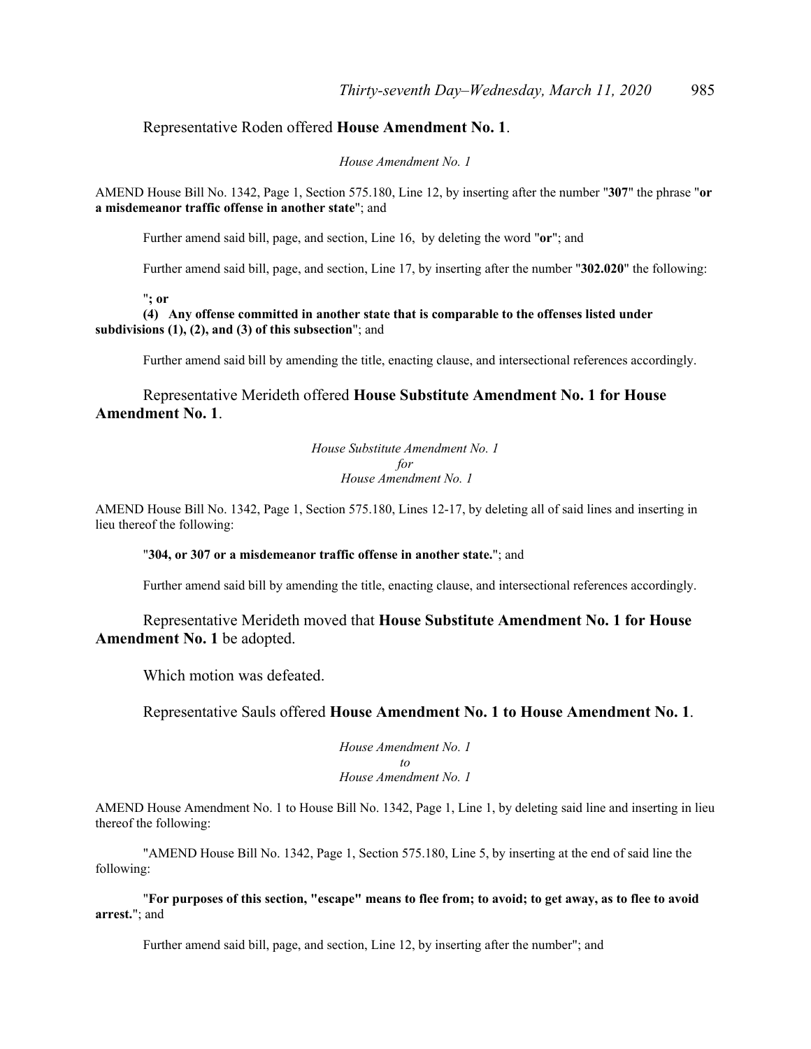Representative Roden offered **House Amendment No. 1**.

*House Amendment No. 1*

AMEND House Bill No. 1342, Page 1, Section 575.180, Line 12, by inserting after the number "**307**" the phrase "**or a misdemeanor traffic offense in another state**"; and

Further amend said bill, page, and section, Line 16, by deleting the word "**or**"; and

Further amend said bill, page, and section, Line 17, by inserting after the number "**302.020**" the following:

"**; or**

**(4) Any offense committed in another state that is comparable to the offenses listed under subdivisions (1), (2), and (3) of this subsection**"; and

Further amend said bill by amending the title, enacting clause, and intersectional references accordingly.

Representative Merideth offered **House Substitute Amendment No. 1 for House Amendment No. 1**.

*House Substitute Amendment No. 1*
*for*
*House Amendment No. 1*

AMEND House Bill No. 1342, Page 1, Section 575.180, Lines 12-17, by deleting all of said lines and inserting in lieu thereof the following:

"**304, or 307 or a misdemeanor traffic offense in another state.**"; and

Further amend said bill by amending the title, enacting clause, and intersectional references accordingly.

Representative Merideth moved that **House Substitute Amendment No. 1 for House Amendment No. 1** be adopted.

Which motion was defeated.

Representative Sauls offered **House Amendment No. 1 to House Amendment No. 1**.

*House Amendment No. 1*
*to*
*House Amendment No. 1*

AMEND House Amendment No. 1 to House Bill No. 1342, Page 1, Line 1, by deleting said line and inserting in lieu thereof the following:

"AMEND House Bill No. 1342, Page 1, Section 575.180, Line 5, by inserting at the end of said line the following:

"**For purposes of this section, "escape" means to flee from; to avoid; to get away, as to flee to avoid arrest.**"; and

Further amend said bill, page, and section, Line 12, by inserting after the number"; and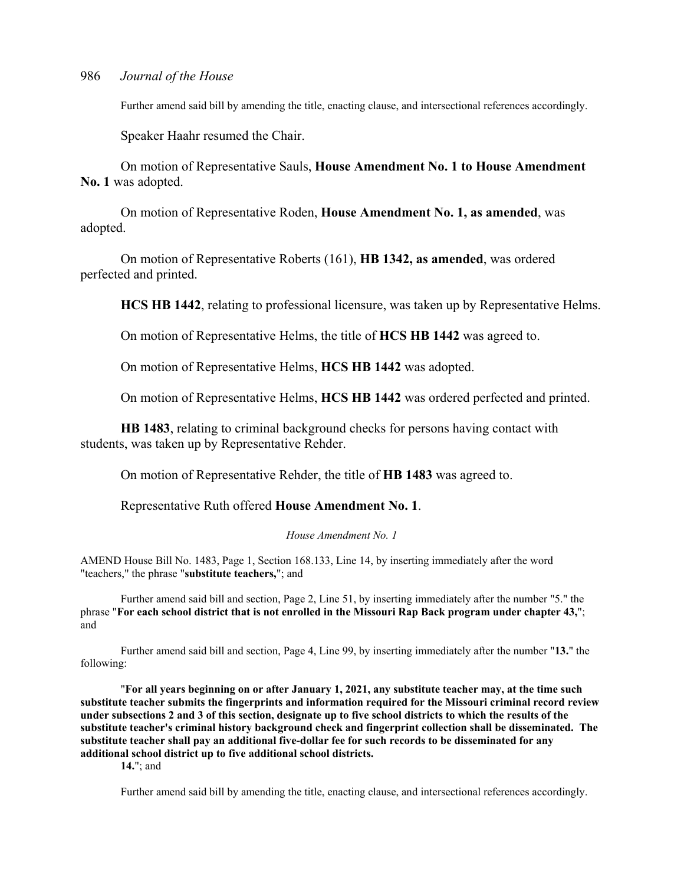Further amend said bill by amending the title, enacting clause, and intersectional references accordingly.

Speaker Haahr resumed the Chair.

On motion of Representative Sauls, **House Amendment No. 1 to House Amendment No. 1** was adopted.

On motion of Representative Roden, **House Amendment No. 1, as amended**, was adopted.

On motion of Representative Roberts (161), **HB 1342, as amended**, was ordered perfected and printed.

**HCS HB 1442**, relating to professional licensure, was taken up by Representative Helms.

On motion of Representative Helms, the title of **HCS HB 1442** was agreed to.

On motion of Representative Helms, **HCS HB 1442** was adopted.

On motion of Representative Helms, **HCS HB 1442** was ordered perfected and printed.

**HB 1483**, relating to criminal background checks for persons having contact with students, was taken up by Representative Rehder.

On motion of Representative Rehder, the title of **HB 1483** was agreed to.

Representative Ruth offered **House Amendment No. 1**.

*House Amendment No. 1*

AMEND House Bill No. 1483, Page 1, Section 168.133, Line 14, by inserting immediately after the word "teachers," the phrase "**substitute teachers,**"; and

Further amend said bill and section, Page 2, Line 51, by inserting immediately after the number "5." the phrase "**For each school district that is not enrolled in the Missouri Rap Back program under chapter 43,**"; and

Further amend said bill and section, Page 4, Line 99, by inserting immediately after the number "**13.**" the following:

"**For all years beginning on or after January 1, 2021, any substitute teacher may, at the time such substitute teacher submits the fingerprints and information required for the Missouri criminal record review under subsections 2 and 3 of this section, designate up to five school districts to which the results of the substitute teacher's criminal history background check and fingerprint collection shall be disseminated. The substitute teacher shall pay an additional five-dollar fee for such records to be disseminated for any additional school district up to five additional school districts.**

**14.**"; and

Further amend said bill by amending the title, enacting clause, and intersectional references accordingly.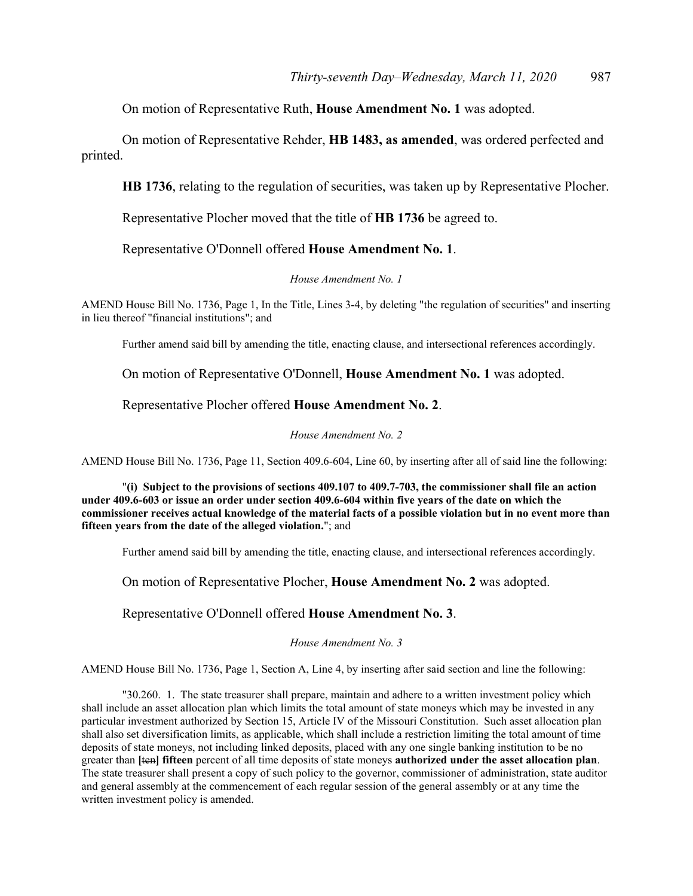On motion of Representative Ruth, **House Amendment No. 1** was adopted.

On motion of Representative Rehder, **HB 1483, as amended**, was ordered perfected and printed.

**HB 1736**, relating to the regulation of securities, was taken up by Representative Plocher.

Representative Plocher moved that the title of **HB 1736** be agreed to.

Representative O'Donnell offered **House Amendment No. 1**.

*House Amendment No. 1*

AMEND House Bill No. 1736, Page 1, In the Title, Lines 3-4, by deleting "the regulation of securities" and inserting in lieu thereof "financial institutions"; and

Further amend said bill by amending the title, enacting clause, and intersectional references accordingly.

On motion of Representative O'Donnell, **House Amendment No. 1** was adopted.

Representative Plocher offered **House Amendment No. 2**.

*House Amendment No. 2*

AMEND House Bill No. 1736, Page 11, Section 409.6-604, Line 60, by inserting after all of said line the following:

"**(i) Subject to the provisions of sections 409.107 to 409.7-703, the commissioner shall file an action under 409.6-603 or issue an order under section 409.6-604 within five years of the date on which the commissioner receives actual knowledge of the material facts of a possible violation but in no event more than fifteen years from the date of the alleged violation.**"; and

Further amend said bill by amending the title, enacting clause, and intersectional references accordingly.

On motion of Representative Plocher, **House Amendment No. 2** was adopted.

Representative O'Donnell offered **House Amendment No. 3**.

*House Amendment No. 3*

AMEND House Bill No. 1736, Page 1, Section A, Line 4, by inserting after said section and line the following:

"30.260. 1. The state treasurer shall prepare, maintain and adhere to a written investment policy which shall include an asset allocation plan which limits the total amount of state moneys which may be invested in any particular investment authorized by Section 15, Article IV of the Missouri Constitution. Such asset allocation plan shall also set diversification limits, as applicable, which shall include a restriction limiting the total amount of time deposits of state moneys, not including linked deposits, placed with any one single banking institution to be no greater than **[**~~ten~~**] fifteen** percent of all time deposits of state moneys **authorized under the asset allocation plan**. The state treasurer shall present a copy of such policy to the governor, commissioner of administration, state auditor and general assembly at the commencement of each regular session of the general assembly or at any time the written investment policy is amended.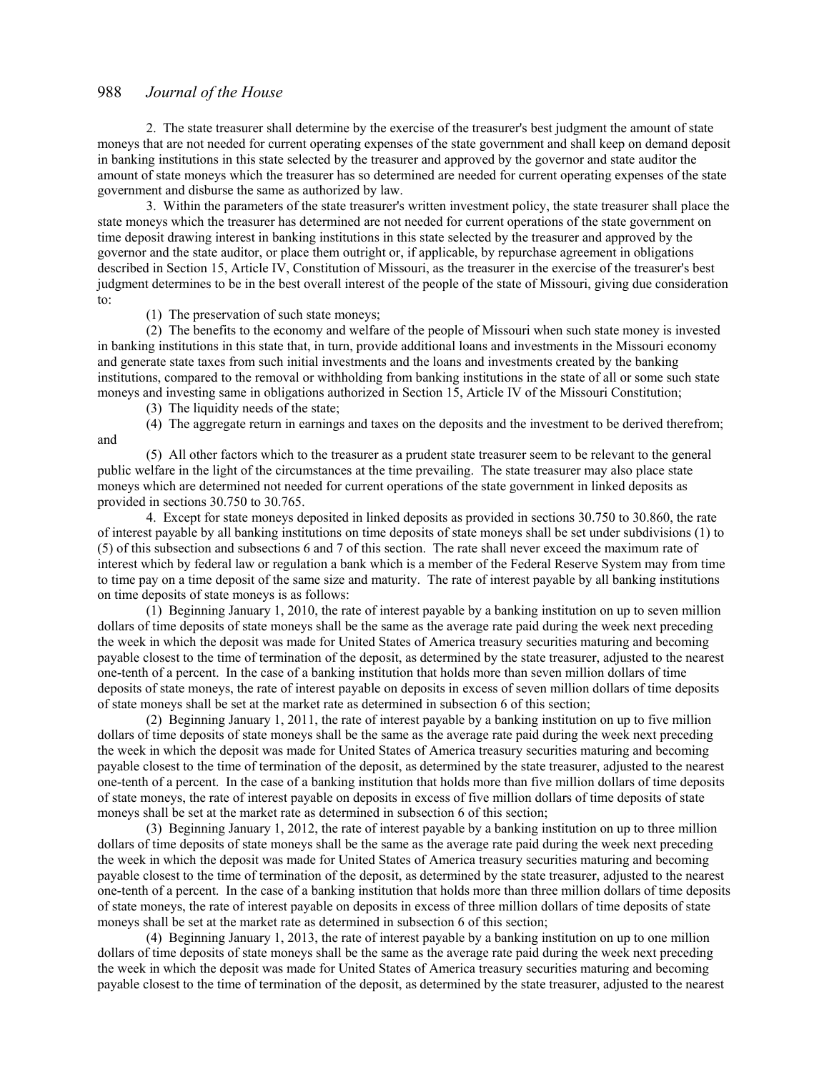2. The state treasurer shall determine by the exercise of the treasurer's best judgment the amount of state moneys that are not needed for current operating expenses of the state government and shall keep on demand deposit in banking institutions in this state selected by the treasurer and approved by the governor and state auditor the amount of state moneys which the treasurer has so determined are needed for current operating expenses of the state government and disburse the same as authorized by law.

3. Within the parameters of the state treasurer's written investment policy, the state treasurer shall place the state moneys which the treasurer has determined are not needed for current operations of the state government on time deposit drawing interest in banking institutions in this state selected by the treasurer and approved by the governor and the state auditor, or place them outright or, if applicable, by repurchase agreement in obligations described in Section 15, Article IV, Constitution of Missouri, as the treasurer in the exercise of the treasurer's best judgment determines to be in the best overall interest of the people of the state of Missouri, giving due consideration to:

(1) The preservation of such state moneys;

(2) The benefits to the economy and welfare of the people of Missouri when such state money is invested in banking institutions in this state that, in turn, provide additional loans and investments in the Missouri economy and generate state taxes from such initial investments and the loans and investments created by the banking institutions, compared to the removal or withholding from banking institutions in the state of all or some such state moneys and investing same in obligations authorized in Section 15, Article IV of the Missouri Constitution;

(3) The liquidity needs of the state;

(4) The aggregate return in earnings and taxes on the deposits and the investment to be derived therefrom; and

(5) All other factors which to the treasurer as a prudent state treasurer seem to be relevant to the general public welfare in the light of the circumstances at the time prevailing. The state treasurer may also place state moneys which are determined not needed for current operations of the state government in linked deposits as provided in sections 30.750 to 30.765.

4. Except for state moneys deposited in linked deposits as provided in sections 30.750 to 30.860, the rate of interest payable by all banking institutions on time deposits of state moneys shall be set under subdivisions (1) to (5) of this subsection and subsections 6 and 7 of this section. The rate shall never exceed the maximum rate of interest which by federal law or regulation a bank which is a member of the Federal Reserve System may from time to time pay on a time deposit of the same size and maturity. The rate of interest payable by all banking institutions on time deposits of state moneys is as follows:

(1) Beginning January 1, 2010, the rate of interest payable by a banking institution on up to seven million dollars of time deposits of state moneys shall be the same as the average rate paid during the week next preceding the week in which the deposit was made for United States of America treasury securities maturing and becoming payable closest to the time of termination of the deposit, as determined by the state treasurer, adjusted to the nearest one-tenth of a percent. In the case of a banking institution that holds more than seven million dollars of time deposits of state moneys, the rate of interest payable on deposits in excess of seven million dollars of time deposits of state moneys shall be set at the market rate as determined in subsection 6 of this section;

(2) Beginning January 1, 2011, the rate of interest payable by a banking institution on up to five million dollars of time deposits of state moneys shall be the same as the average rate paid during the week next preceding the week in which the deposit was made for United States of America treasury securities maturing and becoming payable closest to the time of termination of the deposit, as determined by the state treasurer, adjusted to the nearest one-tenth of a percent. In the case of a banking institution that holds more than five million dollars of time deposits of state moneys, the rate of interest payable on deposits in excess of five million dollars of time deposits of state moneys shall be set at the market rate as determined in subsection 6 of this section;

(3) Beginning January 1, 2012, the rate of interest payable by a banking institution on up to three million dollars of time deposits of state moneys shall be the same as the average rate paid during the week next preceding the week in which the deposit was made for United States of America treasury securities maturing and becoming payable closest to the time of termination of the deposit, as determined by the state treasurer, adjusted to the nearest one-tenth of a percent. In the case of a banking institution that holds more than three million dollars of time deposits of state moneys, the rate of interest payable on deposits in excess of three million dollars of time deposits of state moneys shall be set at the market rate as determined in subsection 6 of this section;

(4) Beginning January 1, 2013, the rate of interest payable by a banking institution on up to one million dollars of time deposits of state moneys shall be the same as the average rate paid during the week next preceding the week in which the deposit was made for United States of America treasury securities maturing and becoming payable closest to the time of termination of the deposit, as determined by the state treasurer, adjusted to the nearest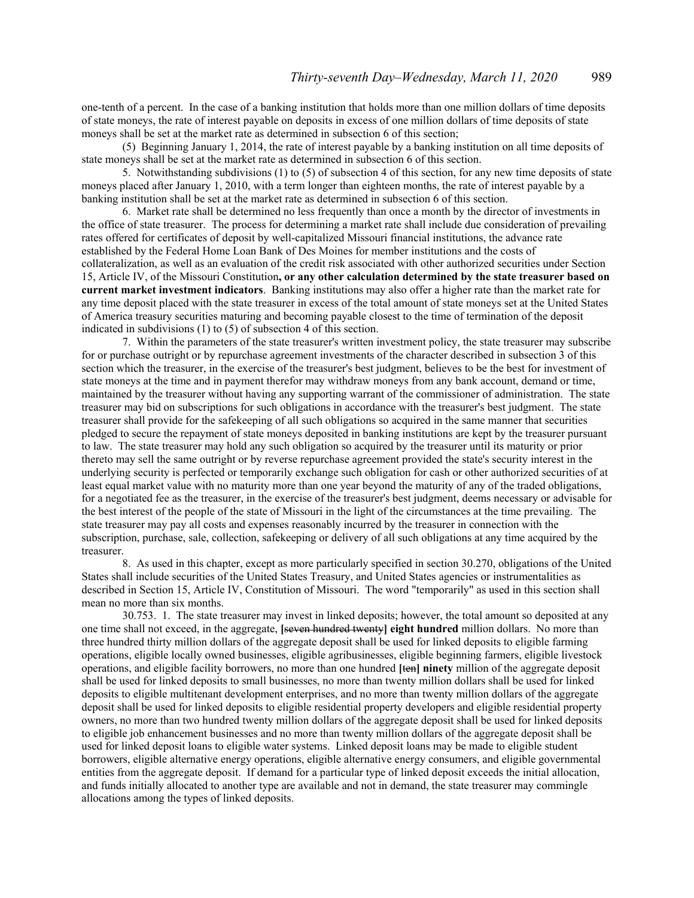one-tenth of a percent. In the case of a banking institution that holds more than one million dollars of time deposits of state moneys, the rate of interest payable on deposits in excess of one million dollars of time deposits of state moneys shall be set at the market rate as determined in subsection 6 of this section;

(5) Beginning January 1, 2014, the rate of interest payable by a banking institution on all time deposits of state moneys shall be set at the market rate as determined in subsection 6 of this section.

5. Notwithstanding subdivisions (1) to (5) of subsection 4 of this section, for any new time deposits of state moneys placed after January 1, 2010, with a term longer than eighteen months, the rate of interest payable by a banking institution shall be set at the market rate as determined in subsection 6 of this section.

6. Market rate shall be determined no less frequently than once a month by the director of investments in the office of state treasurer. The process for determining a market rate shall include due consideration of prevailing rates offered for certificates of deposit by well-capitalized Missouri financial institutions, the advance rate established by the Federal Home Loan Bank of Des Moines for member institutions and the costs of collateralization, as well as an evaluation of the credit risk associated with other authorized securities under Section 15, Article IV, of the Missouri Constitution**, or any other calculation determined by the state treasurer based on current market investment indicators**. Banking institutions may also offer a higher rate than the market rate for any time deposit placed with the state treasurer in excess of the total amount of state moneys set at the United States of America treasury securities maturing and becoming payable closest to the time of termination of the deposit indicated in subdivisions (1) to (5) of subsection 4 of this section.

7. Within the parameters of the state treasurer's written investment policy, the state treasurer may subscribe for or purchase outright or by repurchase agreement investments of the character described in subsection 3 of this section which the treasurer, in the exercise of the treasurer's best judgment, believes to be the best for investment of state moneys at the time and in payment therefor may withdraw moneys from any bank account, demand or time, maintained by the treasurer without having any supporting warrant of the commissioner of administration. The state treasurer may bid on subscriptions for such obligations in accordance with the treasurer's best judgment. The state treasurer shall provide for the safekeeping of all such obligations so acquired in the same manner that securities pledged to secure the repayment of state moneys deposited in banking institutions are kept by the treasurer pursuant to law. The state treasurer may hold any such obligation so acquired by the treasurer until its maturity or prior thereto may sell the same outright or by reverse repurchase agreement provided the state's security interest in the underlying security is perfected or temporarily exchange such obligation for cash or other authorized securities of at least equal market value with no maturity more than one year beyond the maturity of any of the traded obligations, for a negotiated fee as the treasurer, in the exercise of the treasurer's best judgment, deems necessary or advisable for the best interest of the people of the state of Missouri in the light of the circumstances at the time prevailing. The state treasurer may pay all costs and expenses reasonably incurred by the treasurer in connection with the subscription, purchase, sale, collection, safekeeping or delivery of all such obligations at any time acquired by the treasurer.

8. As used in this chapter, except as more particularly specified in section 30.270, obligations of the United States shall include securities of the United States Treasury, and United States agencies or instrumentalities as described in Section 15, Article IV, Constitution of Missouri. The word "temporarily" as used in this section shall mean no more than six months.

30.753. 1. The state treasurer may invest in linked deposits; however, the total amount so deposited at any one time shall not exceed, in the aggregate, **[**~~seven hundred twenty~~**] eight hundred** million dollars. No more than three hundred thirty million dollars of the aggregate deposit shall be used for linked deposits to eligible farming operations, eligible locally owned businesses, eligible agribusinesses, eligible beginning farmers, eligible livestock operations, and eligible facility borrowers, no more than one hundred **[**~~ten~~**] ninety** million of the aggregate deposit shall be used for linked deposits to small businesses, no more than twenty million dollars shall be used for linked deposits to eligible multitenant development enterprises, and no more than twenty million dollars of the aggregate deposit shall be used for linked deposits to eligible residential property developers and eligible residential property owners, no more than two hundred twenty million dollars of the aggregate deposit shall be used for linked deposits to eligible job enhancement businesses and no more than twenty million dollars of the aggregate deposit shall be used for linked deposit loans to eligible water systems. Linked deposit loans may be made to eligible student borrowers, eligible alternative energy operations, eligible alternative energy consumers, and eligible governmental entities from the aggregate deposit. If demand for a particular type of linked deposit exceeds the initial allocation, and funds initially allocated to another type are available and not in demand, the state treasurer may commingle allocations among the types of linked deposits.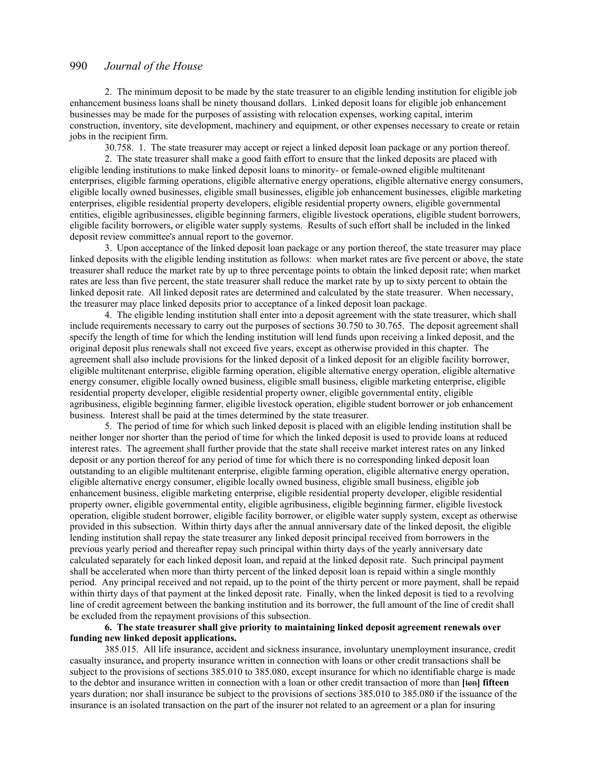2. The minimum deposit to be made by the state treasurer to an eligible lending institution for eligible job enhancement business loans shall be ninety thousand dollars. Linked deposit loans for eligible job enhancement businesses may be made for the purposes of assisting with relocation expenses, working capital, interim construction, inventory, site development, machinery and equipment, or other expenses necessary to create or retain jobs in the recipient firm.

30.758. 1. The state treasurer may accept or reject a linked deposit loan package or any portion thereof.

2. The state treasurer shall make a good faith effort to ensure that the linked deposits are placed with eligible lending institutions to make linked deposit loans to minority- or female-owned eligible multitenant enterprises, eligible farming operations, eligible alternative energy operations, eligible alternative energy consumers, eligible locally owned businesses, eligible small businesses, eligible job enhancement businesses, eligible marketing enterprises, eligible residential property developers, eligible residential property owners, eligible governmental entities, eligible agribusinesses, eligible beginning farmers, eligible livestock operations, eligible student borrowers, eligible facility borrowers, or eligible water supply systems. Results of such effort shall be included in the linked deposit review committee's annual report to the governor.

3. Upon acceptance of the linked deposit loan package or any portion thereof, the state treasurer may place linked deposits with the eligible lending institution as follows: when market rates are five percent or above, the state treasurer shall reduce the market rate by up to three percentage points to obtain the linked deposit rate; when market rates are less than five percent, the state treasurer shall reduce the market rate by up to sixty percent to obtain the linked deposit rate. All linked deposit rates are determined and calculated by the state treasurer. When necessary, the treasurer may place linked deposits prior to acceptance of a linked deposit loan package.

4. The eligible lending institution shall enter into a deposit agreement with the state treasurer, which shall include requirements necessary to carry out the purposes of sections 30.750 to 30.765. The deposit agreement shall specify the length of time for which the lending institution will lend funds upon receiving a linked deposit, and the original deposit plus renewals shall not exceed five years, except as otherwise provided in this chapter. The agreement shall also include provisions for the linked deposit of a linked deposit for an eligible facility borrower, eligible multitenant enterprise, eligible farming operation, eligible alternative energy operation, eligible alternative energy consumer, eligible locally owned business, eligible small business, eligible marketing enterprise, eligible residential property developer, eligible residential property owner, eligible governmental entity, eligible agribusiness, eligible beginning farmer, eligible livestock operation, eligible student borrower or job enhancement business. Interest shall be paid at the times determined by the state treasurer.

5. The period of time for which such linked deposit is placed with an eligible lending institution shall be neither longer nor shorter than the period of time for which the linked deposit is used to provide loans at reduced interest rates. The agreement shall further provide that the state shall receive market interest rates on any linked deposit or any portion thereof for any period of time for which there is no corresponding linked deposit loan outstanding to an eligible multitenant enterprise, eligible farming operation, eligible alternative energy operation, eligible alternative energy consumer, eligible locally owned business, eligible small business, eligible job enhancement business, eligible marketing enterprise, eligible residential property developer, eligible residential property owner, eligible governmental entity, eligible agribusiness, eligible beginning farmer, eligible livestock operation, eligible student borrower, eligible facility borrower, or eligible water supply system, except as otherwise provided in this subsection. Within thirty days after the annual anniversary date of the linked deposit, the eligible lending institution shall repay the state treasurer any linked deposit principal received from borrowers in the previous yearly period and thereafter repay such principal within thirty days of the yearly anniversary date calculated separately for each linked deposit loan, and repaid at the linked deposit rate. Such principal payment shall be accelerated when more than thirty percent of the linked deposit loan is repaid within a single monthly period. Any principal received and not repaid, up to the point of the thirty percent or more payment, shall be repaid within thirty days of that payment at the linked deposit rate. Finally, when the linked deposit is tied to a revolving line of credit agreement between the banking institution and its borrower, the full amount of the line of credit shall be excluded from the repayment provisions of this subsection.

**6. The state treasurer shall give priority to maintaining linked deposit agreement renewals over funding new linked deposit applications.**

385.015. All life insurance, accident and sickness insurance, involuntary unemployment insurance, credit casualty insurance**,** and property insurance written in connection with loans or other credit transactions shall be subject to the provisions of sections 385.010 to 385.080, except insurance for which no identifiable charge is made to the debtor and insurance written in connection with a loan or other credit transaction of more than **[**~~ten~~**] fifteen** years duration; nor shall insurance be subject to the provisions of sections 385.010 to 385.080 if the issuance of the insurance is an isolated transaction on the part of the insurer not related to an agreement or a plan for insuring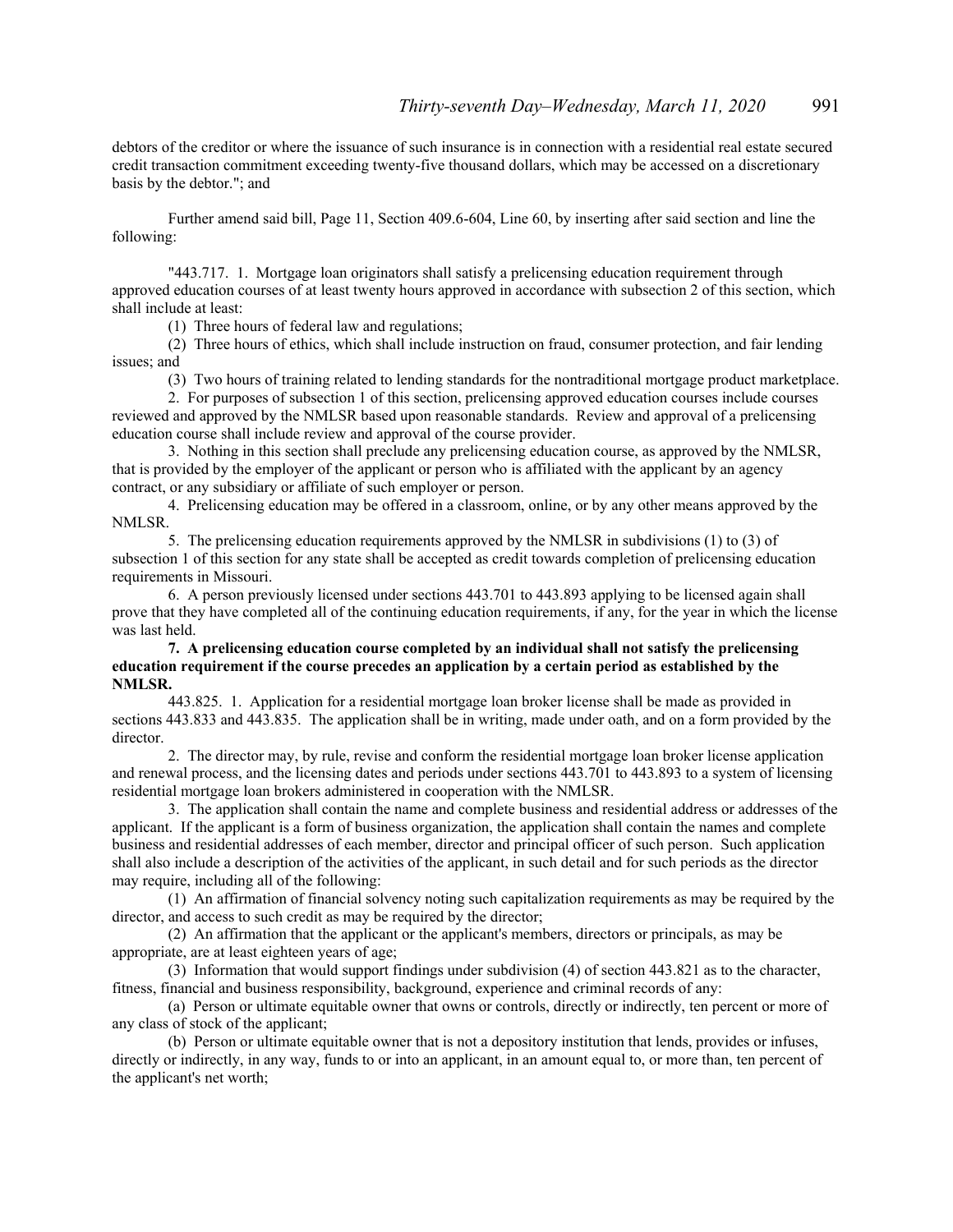debtors of the creditor or where the issuance of such insurance is in connection with a residential real estate secured credit transaction commitment exceeding twenty-five thousand dollars, which may be accessed on a discretionary basis by the debtor."; and

Further amend said bill, Page 11, Section 409.6-604, Line 60, by inserting after said section and line the following:

"443.717. 1. Mortgage loan originators shall satisfy a prelicensing education requirement through approved education courses of at least twenty hours approved in accordance with subsection 2 of this section, which shall include at least:

(1) Three hours of federal law and regulations;

(2) Three hours of ethics, which shall include instruction on fraud, consumer protection, and fair lending issues; and

(3) Two hours of training related to lending standards for the nontraditional mortgage product marketplace.

2. For purposes of subsection 1 of this section, prelicensing approved education courses include courses reviewed and approved by the NMLSR based upon reasonable standards. Review and approval of a prelicensing education course shall include review and approval of the course provider.

3. Nothing in this section shall preclude any prelicensing education course, as approved by the NMLSR, that is provided by the employer of the applicant or person who is affiliated with the applicant by an agency contract, or any subsidiary or affiliate of such employer or person.

4. Prelicensing education may be offered in a classroom, online, or by any other means approved by the NMLSR.

5. The prelicensing education requirements approved by the NMLSR in subdivisions (1) to (3) of subsection 1 of this section for any state shall be accepted as credit towards completion of prelicensing education requirements in Missouri.

6. A person previously licensed under sections 443.701 to 443.893 applying to be licensed again shall prove that they have completed all of the continuing education requirements, if any, for the year in which the license was last held.

**7. A prelicensing education course completed by an individual shall not satisfy the prelicensing education requirement if the course precedes an application by a certain period as established by the NMLSR.**

443.825. 1. Application for a residential mortgage loan broker license shall be made as provided in sections 443.833 and 443.835. The application shall be in writing, made under oath, and on a form provided by the director.

2. The director may, by rule, revise and conform the residential mortgage loan broker license application and renewal process, and the licensing dates and periods under sections 443.701 to 443.893 to a system of licensing residential mortgage loan brokers administered in cooperation with the NMLSR.

3. The application shall contain the name and complete business and residential address or addresses of the applicant. If the applicant is a form of business organization, the application shall contain the names and complete business and residential addresses of each member, director and principal officer of such person. Such application shall also include a description of the activities of the applicant, in such detail and for such periods as the director may require, including all of the following:

(1) An affirmation of financial solvency noting such capitalization requirements as may be required by the director, and access to such credit as may be required by the director;

(2) An affirmation that the applicant or the applicant's members, directors or principals, as may be appropriate, are at least eighteen years of age;

(3) Information that would support findings under subdivision (4) of section 443.821 as to the character, fitness, financial and business responsibility, background, experience and criminal records of any:

(a) Person or ultimate equitable owner that owns or controls, directly or indirectly, ten percent or more of any class of stock of the applicant;

(b) Person or ultimate equitable owner that is not a depository institution that lends, provides or infuses, directly or indirectly, in any way, funds to or into an applicant, in an amount equal to, or more than, ten percent of the applicant's net worth;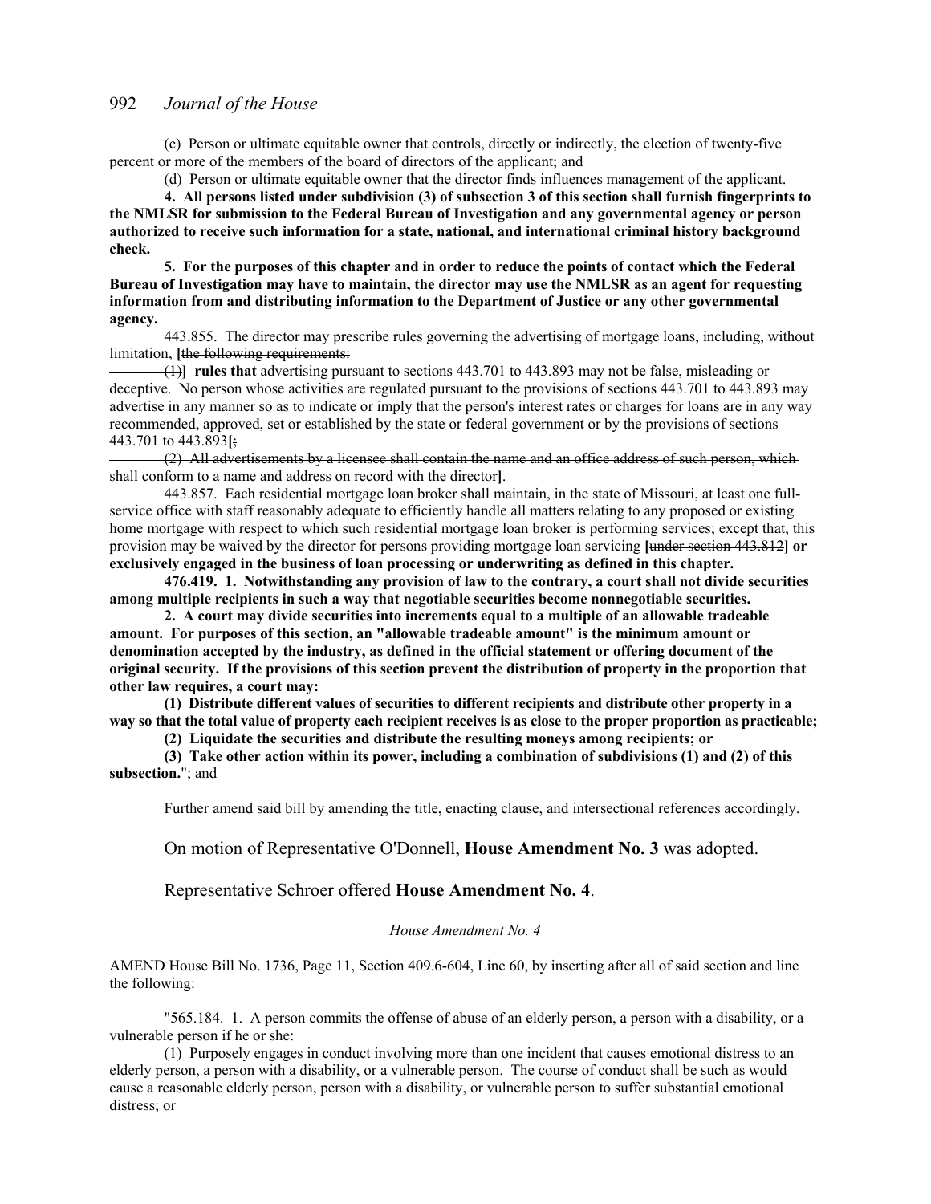(c) Person or ultimate equitable owner that controls, directly or indirectly, the election of twenty-five percent or more of the members of the board of directors of the applicant; and

(d) Person or ultimate equitable owner that the director finds influences management of the applicant.

**4. All persons listed under subdivision (3) of subsection 3 of this section shall furnish fingerprints to the NMLSR for submission to the Federal Bureau of Investigation and any governmental agency or person authorized to receive such information for a state, national, and international criminal history background check.**

**5. For the purposes of this chapter and in order to reduce the points of contact which the Federal Bureau of Investigation may have to maintain, the director may use the NMLSR as an agent for requesting information from and distributing information to the Department of Justice or any other governmental agency.**

443.855. The director may prescribe rules governing the advertising of mortgage loans, including, without limitation, **[**~~the following requirements:~~

~~(1)~~**] rules that** advertising pursuant to sections 443.701 to 443.893 may not be false, misleading or deceptive. No person whose activities are regulated pursuant to the provisions of sections 443.701 to 443.893 may advertise in any manner so as to indicate or imply that the person's interest rates or charges for loans are in any way recommended, approved, set or established by the state or federal government or by the provisions of sections 443.701 to 443.893**[**~~;~~

~~(2) All advertisements by a licensee shall contain the name and an office address of such person, which shall conform to a name and address on record with the director~~**]**.

443.857. Each residential mortgage loan broker shall maintain, in the state of Missouri, at least one full-service office with staff reasonably adequate to efficiently handle all matters relating to any proposed or existing home mortgage with respect to which such residential mortgage loan broker is performing services; except that, this provision may be waived by the director for persons providing mortgage loan servicing **[**~~under section 443.812~~**] or exclusively engaged in the business of loan processing or underwriting as defined in this chapter.**

**476.419. 1. Notwithstanding any provision of law to the contrary, a court shall not divide securities among multiple recipients in such a way that negotiable securities become nonnegotiable securities.**

**2. A court may divide securities into increments equal to a multiple of an allowable tradeable amount. For purposes of this section, an "allowable tradeable amount" is the minimum amount or denomination accepted by the industry, as defined in the official statement or offering document of the original security. If the provisions of this section prevent the distribution of property in the proportion that other law requires, a court may:**

**(1) Distribute different values of securities to different recipients and distribute other property in a way so that the total value of property each recipient receives is as close to the proper proportion as practicable;**

**(2) Liquidate the securities and distribute the resulting moneys among recipients; or**

**(3) Take other action within its power, including a combination of subdivisions (1) and (2) of this subsection.**"; and

Further amend said bill by amending the title, enacting clause, and intersectional references accordingly.

On motion of Representative O'Donnell, **House Amendment No. 3** was adopted.

Representative Schroer offered **House Amendment No. 4**.

*House Amendment No. 4*

AMEND House Bill No. 1736, Page 11, Section 409.6-604, Line 60, by inserting after all of said section and line the following:

"565.184. 1. A person commits the offense of abuse of an elderly person, a person with a disability, or a vulnerable person if he or she:

(1) Purposely engages in conduct involving more than one incident that causes emotional distress to an elderly person, a person with a disability, or a vulnerable person. The course of conduct shall be such as would cause a reasonable elderly person, person with a disability, or vulnerable person to suffer substantial emotional distress; or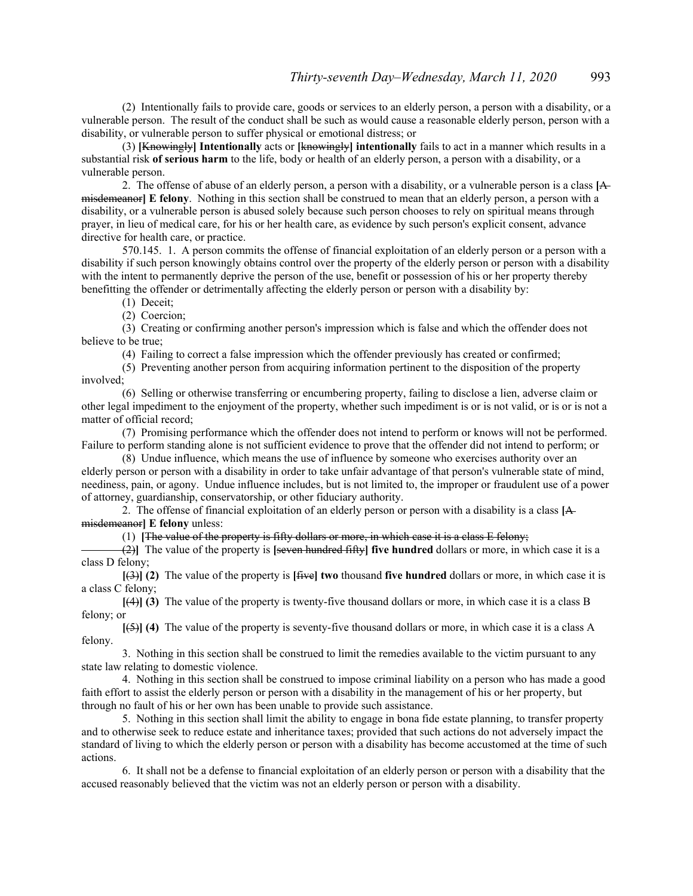(2) Intentionally fails to provide care, goods or services to an elderly person, a person with a disability, or a vulnerable person. The result of the conduct shall be such as would cause a reasonable elderly person, person with a disability, or vulnerable person to suffer physical or emotional distress; or

(3) **[**~~Knowingly~~**] Intentionally** acts or **[**~~knowingly~~**] intentionally** fails to act in a manner which results in a substantial risk **of serious harm** to the life, body or health of an elderly person, a person with a disability, or a vulnerable person.

2. The offense of abuse of an elderly person, a person with a disability, or a vulnerable person is a class **[**~~A misdemeanor~~**] E felony**. Nothing in this section shall be construed to mean that an elderly person, a person with a disability, or a vulnerable person is abused solely because such person chooses to rely on spiritual means through prayer, in lieu of medical care, for his or her health care, as evidence by such person's explicit consent, advance directive for health care, or practice.

570.145. 1. A person commits the offense of financial exploitation of an elderly person or a person with a disability if such person knowingly obtains control over the property of the elderly person or person with a disability with the intent to permanently deprive the person of the use, benefit or possession of his or her property thereby benefitting the offender or detrimentally affecting the elderly person or person with a disability by:

(1) Deceit;

(2) Coercion;

(3) Creating or confirming another person's impression which is false and which the offender does not believe to be true;

(4) Failing to correct a false impression which the offender previously has created or confirmed;

(5) Preventing another person from acquiring information pertinent to the disposition of the property involved;

(6) Selling or otherwise transferring or encumbering property, failing to disclose a lien, adverse claim or other legal impediment to the enjoyment of the property, whether such impediment is or is not valid, or is or is not a matter of official record;

(7) Promising performance which the offender does not intend to perform or knows will not be performed. Failure to perform standing alone is not sufficient evidence to prove that the offender did not intend to perform; or

(8) Undue influence, which means the use of influence by someone who exercises authority over an elderly person or person with a disability in order to take unfair advantage of that person's vulnerable state of mind, neediness, pain, or agony. Undue influence includes, but is not limited to, the improper or fraudulent use of a power of attorney, guardianship, conservatorship, or other fiduciary authority.

2. The offense of financial exploitation of an elderly person or person with a disability is a class **[**~~A misdemeanor~~**] E felony** unless:

(1) **[**~~The value of the property is fifty dollars or more, in which case it is a class E felony;~~

~~(2)~~**]** The value of the property is **[**~~seven hundred fifty~~**] five hundred** dollars or more, in which case it is a class D felony;

**[**~~(3)~~**] (2)** The value of the property is **[**~~five~~**] two** thousand **five hundred** dollars or more, in which case it is a class C felony;

**[**~~(4)~~**] (3)** The value of the property is twenty-five thousand dollars or more, in which case it is a class B felony; or

**[**~~(5)~~**] (4)** The value of the property is seventy-five thousand dollars or more, in which case it is a class A felony.

3. Nothing in this section shall be construed to limit the remedies available to the victim pursuant to any state law relating to domestic violence.

4. Nothing in this section shall be construed to impose criminal liability on a person who has made a good faith effort to assist the elderly person or person with a disability in the management of his or her property, but through no fault of his or her own has been unable to provide such assistance.

5. Nothing in this section shall limit the ability to engage in bona fide estate planning, to transfer property and to otherwise seek to reduce estate and inheritance taxes; provided that such actions do not adversely impact the standard of living to which the elderly person or person with a disability has become accustomed at the time of such actions.

6. It shall not be a defense to financial exploitation of an elderly person or person with a disability that the accused reasonably believed that the victim was not an elderly person or person with a disability.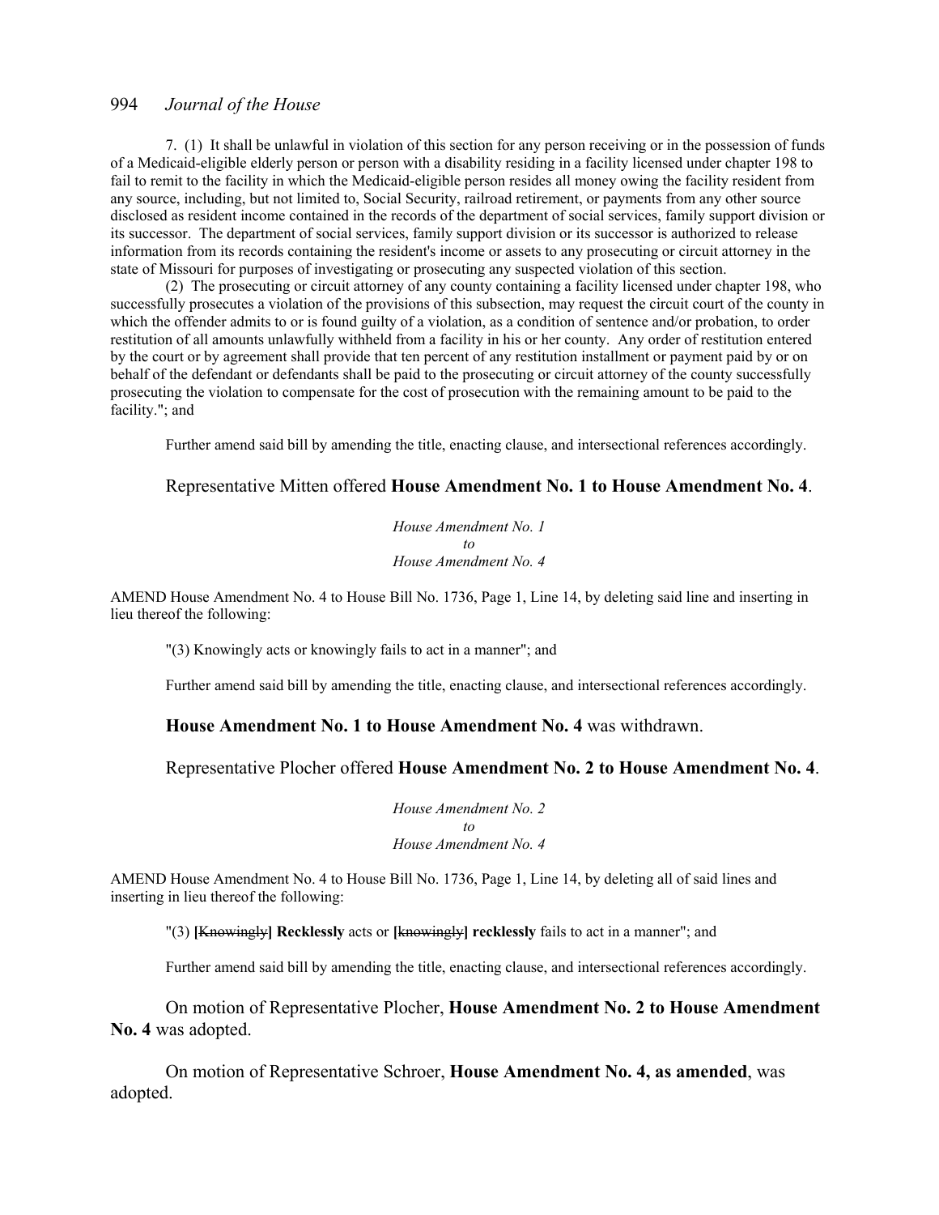7. (1) It shall be unlawful in violation of this section for any person receiving or in the possession of funds of a Medicaid-eligible elderly person or person with a disability residing in a facility licensed under chapter 198 to fail to remit to the facility in which the Medicaid-eligible person resides all money owing the facility resident from any source, including, but not limited to, Social Security, railroad retirement, or payments from any other source disclosed as resident income contained in the records of the department of social services, family support division or its successor. The department of social services, family support division or its successor is authorized to release information from its records containing the resident's income or assets to any prosecuting or circuit attorney in the state of Missouri for purposes of investigating or prosecuting any suspected violation of this section.

(2) The prosecuting or circuit attorney of any county containing a facility licensed under chapter 198, who successfully prosecutes a violation of the provisions of this subsection, may request the circuit court of the county in which the offender admits to or is found guilty of a violation, as a condition of sentence and/or probation, to order restitution of all amounts unlawfully withheld from a facility in his or her county. Any order of restitution entered by the court or by agreement shall provide that ten percent of any restitution installment or payment paid by or on behalf of the defendant or defendants shall be paid to the prosecuting or circuit attorney of the county successfully prosecuting the violation to compensate for the cost of prosecution with the remaining amount to be paid to the facility."; and

Further amend said bill by amending the title, enacting clause, and intersectional references accordingly.

Representative Mitten offered **House Amendment No. 1 to House Amendment No. 4**.

*House Amendment No. 1*
*to*
*House Amendment No. 4*

AMEND House Amendment No. 4 to House Bill No. 1736, Page 1, Line 14, by deleting said line and inserting in lieu thereof the following:

"(3) Knowingly acts or knowingly fails to act in a manner"; and

Further amend said bill by amending the title, enacting clause, and intersectional references accordingly.

**House Amendment No. 1 to House Amendment No. 4** was withdrawn.

Representative Plocher offered **House Amendment No. 2 to House Amendment No. 4**.

*House Amendment No. 2*
*to*
*House Amendment No. 4*

AMEND House Amendment No. 4 to House Bill No. 1736, Page 1, Line 14, by deleting all of said lines and inserting in lieu thereof the following:

"(3) **[**~~Knowingly~~**] Recklessly** acts or **[**~~knowingly~~**] recklessly** fails to act in a manner"; and

Further amend said bill by amending the title, enacting clause, and intersectional references accordingly.

On motion of Representative Plocher, **House Amendment No. 2 to House Amendment No. 4** was adopted.

On motion of Representative Schroer, **House Amendment No. 4, as amended**, was adopted.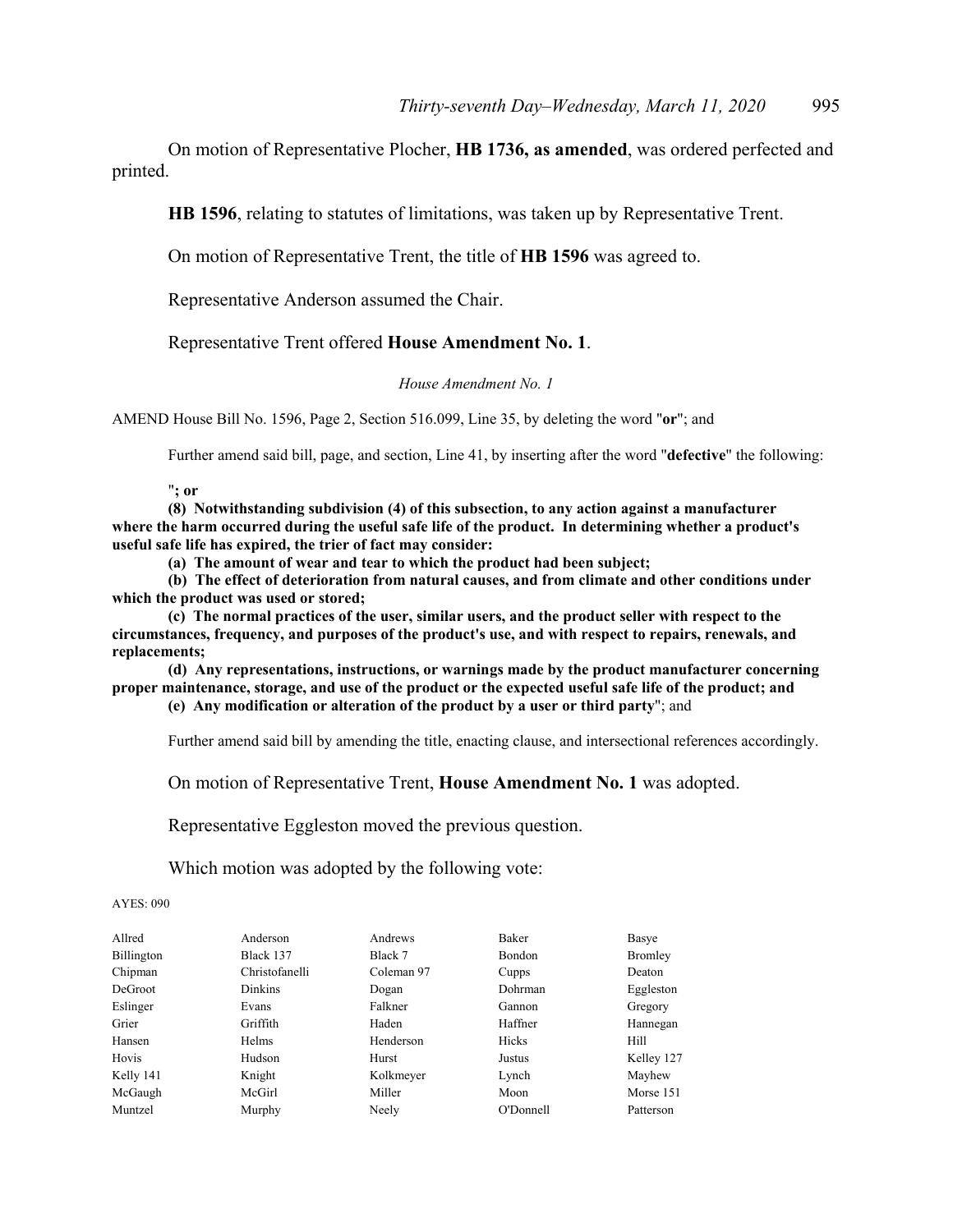On motion of Representative Plocher, **HB 1736, as amended**, was ordered perfected and printed.

**HB 1596**, relating to statutes of limitations, was taken up by Representative Trent.

On motion of Representative Trent, the title of **HB 1596** was agreed to.

Representative Anderson assumed the Chair.

Representative Trent offered **House Amendment No. 1**.

*House Amendment No. 1*

AMEND House Bill No. 1596, Page 2, Section 516.099, Line 35, by deleting the word "**or**"; and

Further amend said bill, page, and section, Line 41, by inserting after the word "**defective**" the following:

"**; or**

**(8) Notwithstanding subdivision (4) of this subsection, to any action against a manufacturer where the harm occurred during the useful safe life of the product. In determining whether a product's useful safe life has expired, the trier of fact may consider:**

**(a) The amount of wear and tear to which the product had been subject;**

**(b) The effect of deterioration from natural causes, and from climate and other conditions under which the product was used or stored;**

**(c) The normal practices of the user, similar users, and the product seller with respect to the circumstances, frequency, and purposes of the product's use, and with respect to repairs, renewals, and replacements;**

**(d) Any representations, instructions, or warnings made by the product manufacturer concerning proper maintenance, storage, and use of the product or the expected useful safe life of the product; and**

**(e) Any modification or alteration of the product by a user or third party**"; and

Further amend said bill by amending the title, enacting clause, and intersectional references accordingly.

On motion of Representative Trent, **House Amendment No. 1** was adopted.

Representative Eggleston moved the previous question.

Which motion was adopted by the following vote:

AYES: 090

| | | | | |
|---|---|---|---|---|
| Allred | Anderson | Andrews | Baker | Basye |
| Billington | Black 137 | Black 7 | Bondon | Bromley |
| Chipman | Christofanelli | Coleman 97 | Cupps | Deaton |
| DeGroot | Dinkins | Dogan | Dohrman | Eggleston |
| Eslinger | Evans | Falkner | Gannon | Gregory |
| Grier | Griffith | Haden | Haffner | Hannegan |
| Hansen | Helms | Henderson | Hicks | Hill |
| Hovis | Hudson | Hurst | Justus | Kelley 127 |
| Kelly 141 | Knight | Kolkmeyer | Lynch | Mayhew |
| McGaugh | McGirl | Miller | Moon | Morse 151 |
| Muntzel | Murphy | Neely | O'Donnell | Patterson |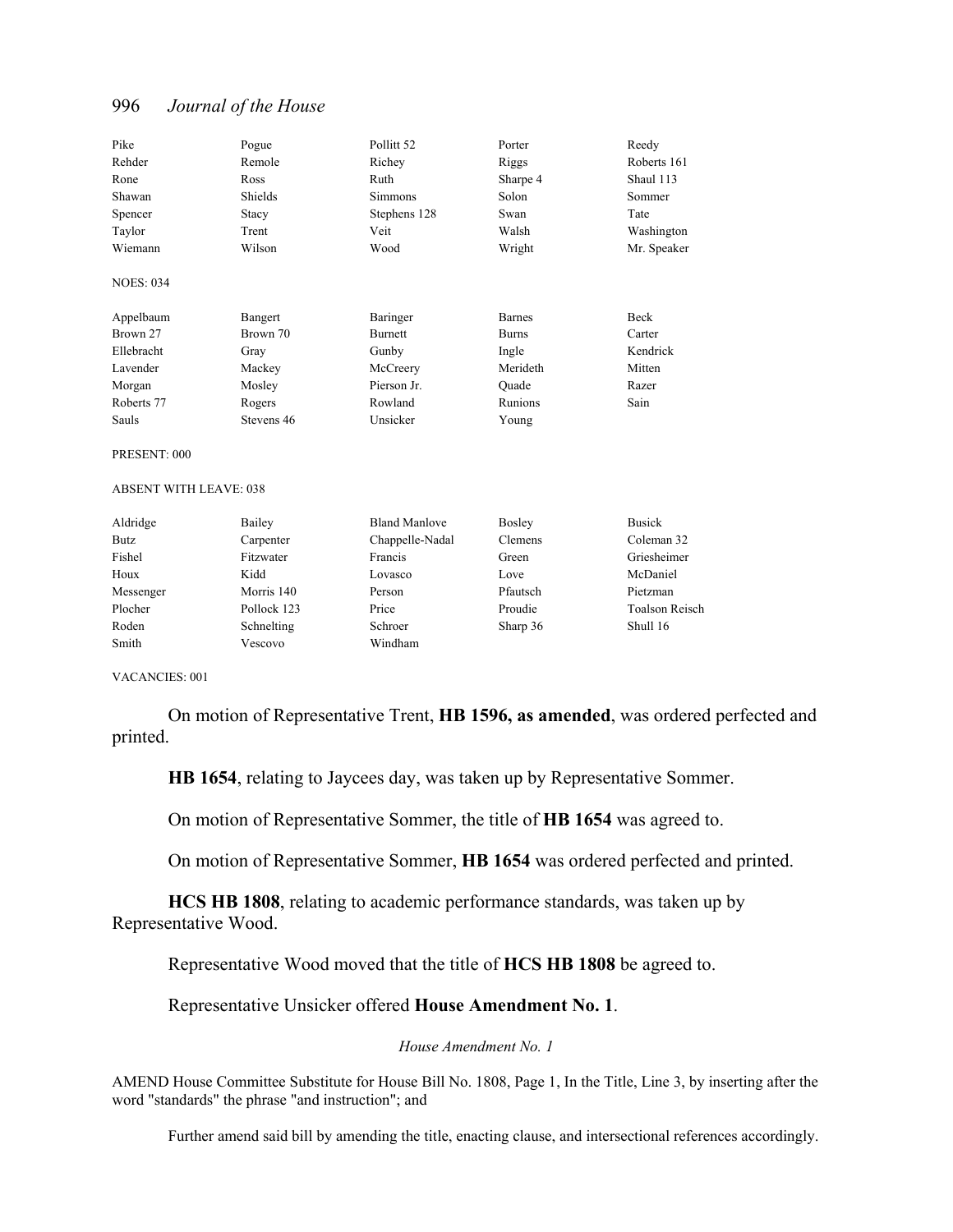| | | | | |
|---|---|---|---|---|
| Pike | Pogue | Pollitt 52 | Porter | Reedy |
| Rehder | Remole | Richey | Riggs | Roberts 161 |
| Rone | Ross | Ruth | Sharpe 4 | Shaul 113 |
| Shawan | Shields | Simmons | Solon | Sommer |
| Spencer | Stacy | Stephens 128 | Swan | Tate |
| Taylor | Trent | Veit | Walsh | Washington |
| Wiemann | Wilson | Wood | Wright | Mr. Speaker |

NOES: 034

| | | | | |
|---|---|---|---|---|
| Appelbaum | Bangert | Baringer | Barnes | Beck |
| Brown 27 | Brown 70 | Burnett | Burns | Carter |
| Ellebracht | Gray | Gunby | Ingle | Kendrick |
| Lavender | Mackey | McCreery | Merideth | Mitten |
| Morgan | Mosley | Pierson Jr. | Quade | Razer |
| Roberts 77 | Rogers | Rowland | Runions | Sain |
| Sauls | Stevens 46 | Unsicker | Young | |

PRESENT: 000

ABSENT WITH LEAVE: 038

| | | | | |
|---|---|---|---|---|
| Aldridge | Bailey | Bland Manlove | Bosley | Busick |
| Butz | Carpenter | Chappelle-Nadal | Clemens | Coleman 32 |
| Fishel | Fitzwater | Francis | Green | Griesheimer |
| Houx | Kidd | Lovasco | Love | McDaniel |
| Messenger | Morris 140 | Person | Pfautsch | Pietzman |
| Plocher | Pollock 123 | Price | Proudie | Toalson Reisch |
| Roden | Schnelting | Schroer | Sharp 36 | Shull 16 |
| Smith | Vescovo | Windham | | |

VACANCIES: 001

On motion of Representative Trent, **HB 1596, as amended**, was ordered perfected and printed.

**HB 1654**, relating to Jaycees day, was taken up by Representative Sommer.

On motion of Representative Sommer, the title of **HB 1654** was agreed to.

On motion of Representative Sommer, **HB 1654** was ordered perfected and printed.

**HCS HB 1808**, relating to academic performance standards, was taken up by Representative Wood.

Representative Wood moved that the title of **HCS HB 1808** be agreed to.

Representative Unsicker offered **House Amendment No. 1**.

*House Amendment No. 1*

AMEND House Committee Substitute for House Bill No. 1808, Page 1, In the Title, Line 3, by inserting after the word "standards" the phrase "and instruction"; and

Further amend said bill by amending the title, enacting clause, and intersectional references accordingly.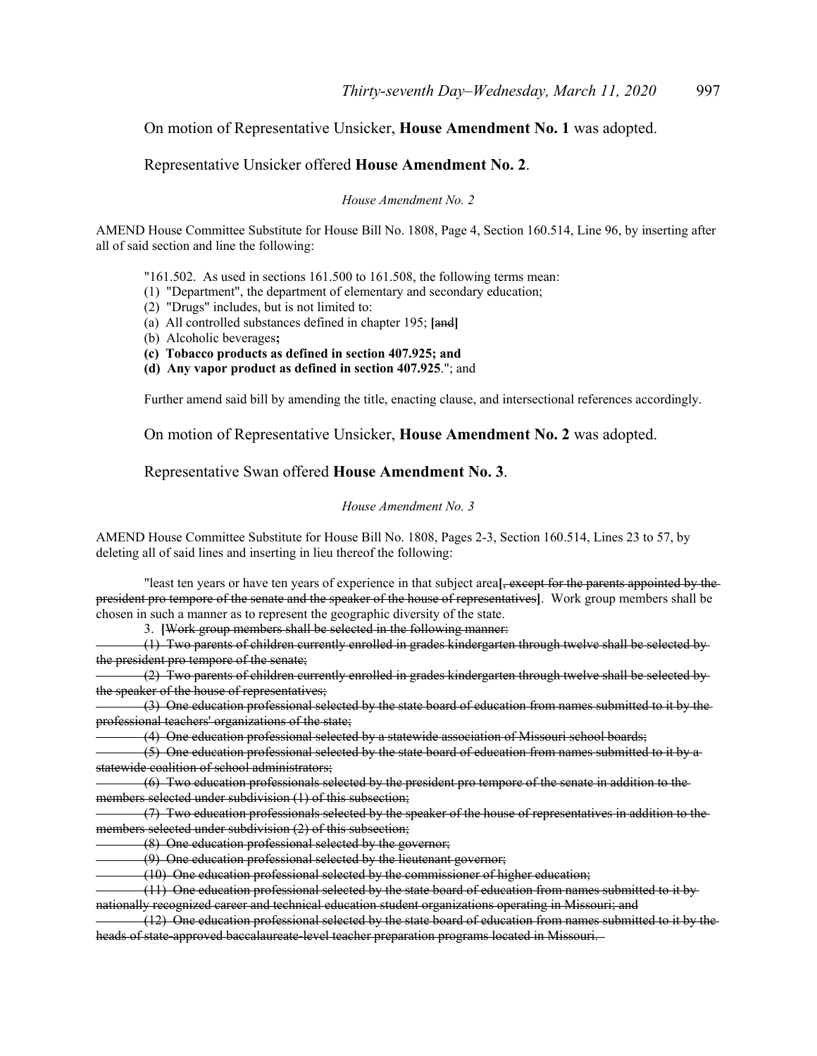On motion of Representative Unsicker, **House Amendment No. 1** was adopted.

Representative Unsicker offered **House Amendment No. 2**.

*House Amendment No. 2*

AMEND House Committee Substitute for House Bill No. 1808, Page 4, Section 160.514, Line 96, by inserting after all of said section and line the following:

"161.502. As used in sections 161.500 to 161.508, the following terms mean:

(1) "Department", the department of elementary and secondary education;

(2) "Drugs" includes, but is not limited to:

(a) All controlled substances defined in chapter 195; **[~~and~~]**

(b) Alcoholic beverages**;**

**(c) Tobacco products as defined in section 407.925; and**

**(d) Any vapor product as defined in section 407.925**."; and

Further amend said bill by amending the title, enacting clause, and intersectional references accordingly.

On motion of Representative Unsicker, **House Amendment No. 2** was adopted.

Representative Swan offered **House Amendment No. 3**.

*House Amendment No. 3*

AMEND House Committee Substitute for House Bill No. 1808, Pages 2-3, Section 160.514, Lines 23 to 57, by deleting all of said lines and inserting in lieu thereof the following:

"least ten years or have ten years of experience in that subject area**[**~~, except for the parents appointed by the president pro tempore of the senate and the speaker of the house of representatives~~**]**. Work group members shall be chosen in such a manner as to represent the geographic diversity of the state.

3. **[**~~Work group members shall be selected in the following manner:~~

~~(1) Two parents of children currently enrolled in grades kindergarten through twelve shall be selected by the president pro tempore of the senate;~~

~~(2) Two parents of children currently enrolled in grades kindergarten through twelve shall be selected by the speaker of the house of representatives;~~

~~(3) One education professional selected by the state board of education from names submitted to it by the professional teachers' organizations of the state;~~

~~(4) One education professional selected by a statewide association of Missouri school boards;~~

~~(5) One education professional selected by the state board of education from names submitted to it by a statewide coalition of school administrators;~~

~~(6) Two education professionals selected by the president pro tempore of the senate in addition to the members selected under subdivision (1) of this subsection;~~

~~(7) Two education professionals selected by the speaker of the house of representatives in addition to the members selected under subdivision (2) of this subsection;~~

~~(8) One education professional selected by the governor;~~

~~(9) One education professional selected by the lieutenant governor;~~

~~(10) One education professional selected by the commissioner of higher education;~~

~~(11) One education professional selected by the state board of education from names submitted to it by nationally recognized career and technical education student organizations operating in Missouri; and~~

~~(12) One education professional selected by the state board of education from names submitted to it by the heads of state-approved baccalaureate-level teacher preparation programs located in Missouri.~~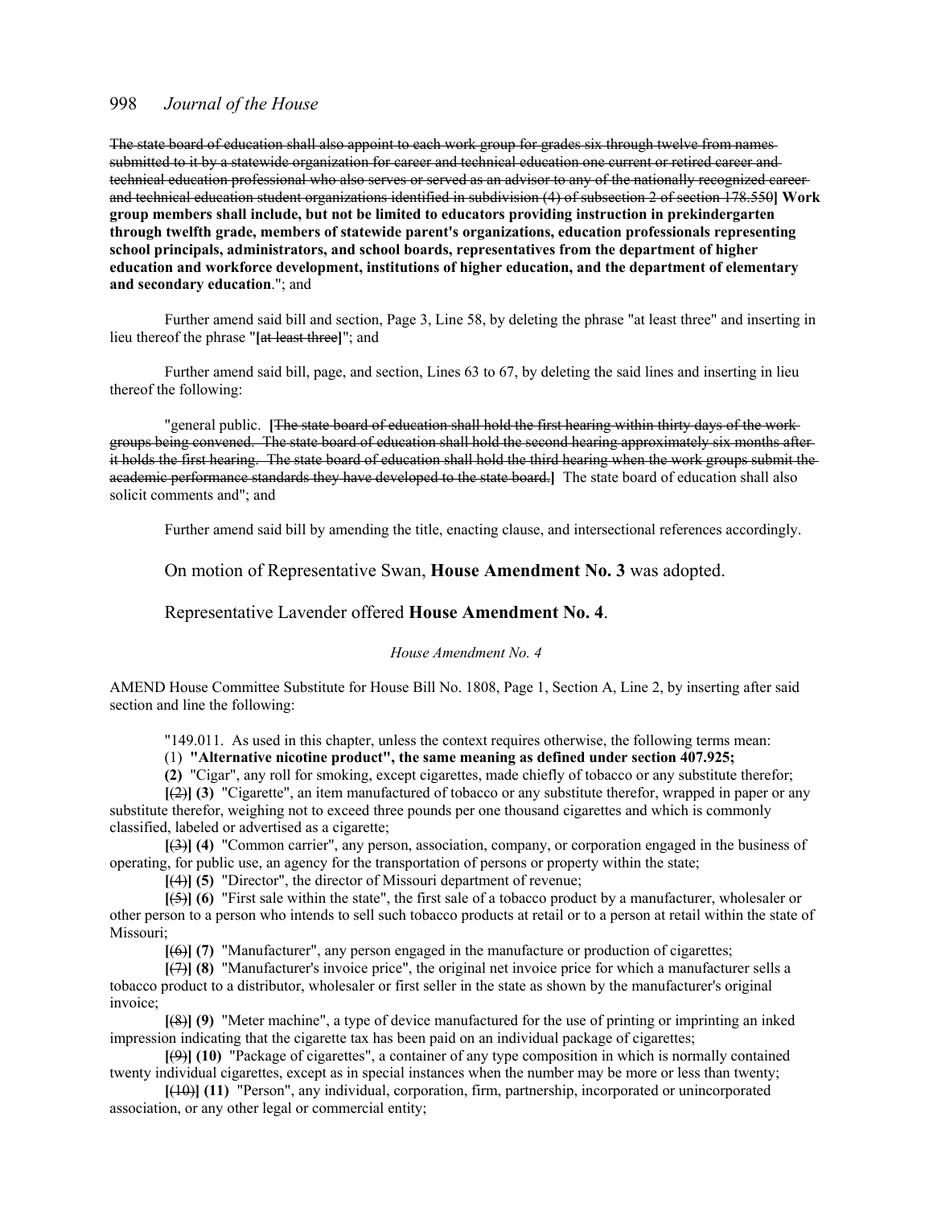~~The state board of education shall also appoint to each work group for grades six through twelve from names submitted to it by a statewide organization for career and technical education one current or retired career and technical education professional who also serves or served as an advisor to any of the nationally recognized career and technical education student organizations identified in subdivision (4) of subsection 2 of section 178.550~~**] Work group members shall include, but not be limited to educators providing instruction in prekindergarten through twelfth grade, members of statewide parent's organizations, education professionals representing school principals, administrators, and school boards, representatives from the department of higher education and workforce development, institutions of higher education, and the department of elementary and secondary education**."; and

Further amend said bill and section, Page 3, Line 58, by deleting the phrase "at least three" and inserting in lieu thereof the phrase "**[**~~at least three~~**]**"; and

Further amend said bill, page, and section, Lines 63 to 67, by deleting the said lines and inserting in lieu thereof the following:

"general public. **[**~~The state board of education shall hold the first hearing within thirty days of the work groups being convened. The state board of education shall hold the second hearing approximately six months after it holds the first hearing. The state board of education shall hold the third hearing when the work groups submit the academic performance standards they have developed to the state board.~~**]** The state board of education shall also solicit comments and"; and

Further amend said bill by amending the title, enacting clause, and intersectional references accordingly.

On motion of Representative Swan, **House Amendment No. 3** was adopted.

Representative Lavender offered **House Amendment No. 4**.

*House Amendment No. 4*

AMEND House Committee Substitute for House Bill No. 1808, Page 1, Section A, Line 2, by inserting after said section and line the following:

"149.011. As used in this chapter, unless the context requires otherwise, the following terms mean:

(1) **"Alternative nicotine product", the same meaning as defined under section 407.925;**

**(2)** "Cigar", any roll for smoking, except cigarettes, made chiefly of tobacco or any substitute therefor;

**[**~~(2)~~**] (3)** "Cigarette", an item manufactured of tobacco or any substitute therefor, wrapped in paper or any substitute therefor, weighing not to exceed three pounds per one thousand cigarettes and which is commonly classified, labeled or advertised as a cigarette;

**[**~~(3)~~**] (4)** "Common carrier", any person, association, company, or corporation engaged in the business of operating, for public use, an agency for the transportation of persons or property within the state;

**[**~~(4)~~**] (5)** "Director", the director of Missouri department of revenue;

**[**~~(5)~~**] (6)** "First sale within the state", the first sale of a tobacco product by a manufacturer, wholesaler or other person to a person who intends to sell such tobacco products at retail or to a person at retail within the state of Missouri;

**[**~~(6)~~**] (7)** "Manufacturer", any person engaged in the manufacture or production of cigarettes;

**[**~~(7)~~**] (8)** "Manufacturer's invoice price", the original net invoice price for which a manufacturer sells a tobacco product to a distributor, wholesaler or first seller in the state as shown by the manufacturer's original invoice;

**[**~~(8)~~**] (9)** "Meter machine", a type of device manufactured for the use of printing or imprinting an inked impression indicating that the cigarette tax has been paid on an individual package of cigarettes;

**[**~~(9)~~**] (10)** "Package of cigarettes", a container of any type composition in which is normally contained twenty individual cigarettes, except as in special instances when the number may be more or less than twenty;

**[**~~(10)~~**] (11)** "Person", any individual, corporation, firm, partnership, incorporated or unincorporated association, or any other legal or commercial entity;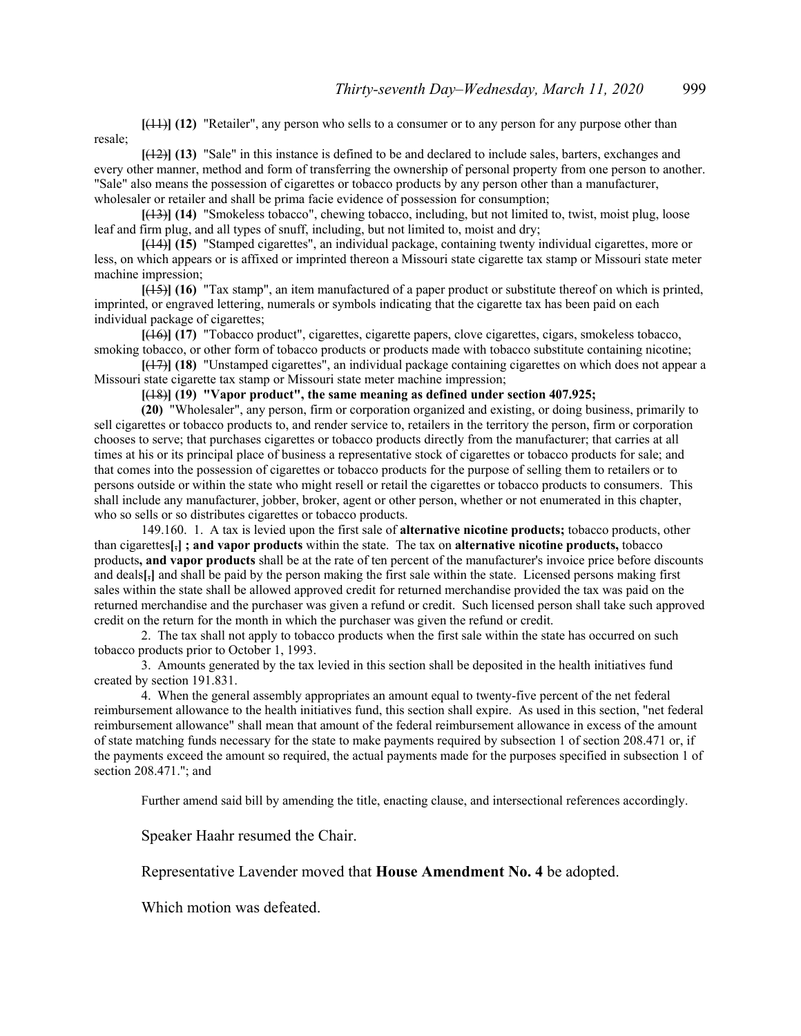**[**~~(11)~~**] (12)** "Retailer", any person who sells to a consumer or to any person for any purpose other than resale;

**[**~~(12)~~**] (13)** "Sale" in this instance is defined to be and declared to include sales, barters, exchanges and every other manner, method and form of transferring the ownership of personal property from one person to another. "Sale" also means the possession of cigarettes or tobacco products by any person other than a manufacturer, wholesaler or retailer and shall be prima facie evidence of possession for consumption;

**[**~~(13)~~**] (14)** "Smokeless tobacco", chewing tobacco, including, but not limited to, twist, moist plug, loose leaf and firm plug, and all types of snuff, including, but not limited to, moist and dry;

**[**~~(14)~~**] (15)** "Stamped cigarettes", an individual package, containing twenty individual cigarettes, more or less, on which appears or is affixed or imprinted thereon a Missouri state cigarette tax stamp or Missouri state meter machine impression;

**[**~~(15)~~**] (16)** "Tax stamp", an item manufactured of a paper product or substitute thereof on which is printed, imprinted, or engraved lettering, numerals or symbols indicating that the cigarette tax has been paid on each individual package of cigarettes;

**[**~~(16)~~**] (17)** "Tobacco product", cigarettes, cigarette papers, clove cigarettes, cigars, smokeless tobacco, smoking tobacco, or other form of tobacco products or products made with tobacco substitute containing nicotine;

**[**~~(17)~~**] (18)** "Unstamped cigarettes", an individual package containing cigarettes on which does not appear a Missouri state cigarette tax stamp or Missouri state meter machine impression;

**[**~~(18)~~**] (19) "Vapor product", the same meaning as defined under section 407.925;**

**(20)** "Wholesaler", any person, firm or corporation organized and existing, or doing business, primarily to sell cigarettes or tobacco products to, and render service to, retailers in the territory the person, firm or corporation chooses to serve; that purchases cigarettes or tobacco products directly from the manufacturer; that carries at all times at his or its principal place of business a representative stock of cigarettes or tobacco products for sale; and that comes into the possession of cigarettes or tobacco products for the purpose of selling them to retailers or to persons outside or within the state who might resell or retail the cigarettes or tobacco products to consumers. This shall include any manufacturer, jobber, broker, agent or other person, whether or not enumerated in this chapter, who so sells or so distributes cigarettes or tobacco products.

149.160. 1. A tax is levied upon the first sale of **alternative nicotine products;** tobacco products, other than cigarettes**[**~~,~~**] ; and vapor products** within the state. The tax on **alternative nicotine products,** tobacco products**, and vapor products** shall be at the rate of ten percent of the manufacturer's invoice price before discounts and deals**[**~~,~~**]** and shall be paid by the person making the first sale within the state. Licensed persons making first sales within the state shall be allowed approved credit for returned merchandise provided the tax was paid on the returned merchandise and the purchaser was given a refund or credit. Such licensed person shall take such approved credit on the return for the month in which the purchaser was given the refund or credit.

2. The tax shall not apply to tobacco products when the first sale within the state has occurred on such tobacco products prior to October 1, 1993.

3. Amounts generated by the tax levied in this section shall be deposited in the health initiatives fund created by section 191.831.

4. When the general assembly appropriates an amount equal to twenty-five percent of the net federal reimbursement allowance to the health initiatives fund, this section shall expire. As used in this section, "net federal reimbursement allowance" shall mean that amount of the federal reimbursement allowance in excess of the amount of state matching funds necessary for the state to make payments required by subsection 1 of section 208.471 or, if the payments exceed the amount so required, the actual payments made for the purposes specified in subsection 1 of section 208.471."; and

Further amend said bill by amending the title, enacting clause, and intersectional references accordingly.

Speaker Haahr resumed the Chair.

Representative Lavender moved that **House Amendment No. 4** be adopted.

Which motion was defeated.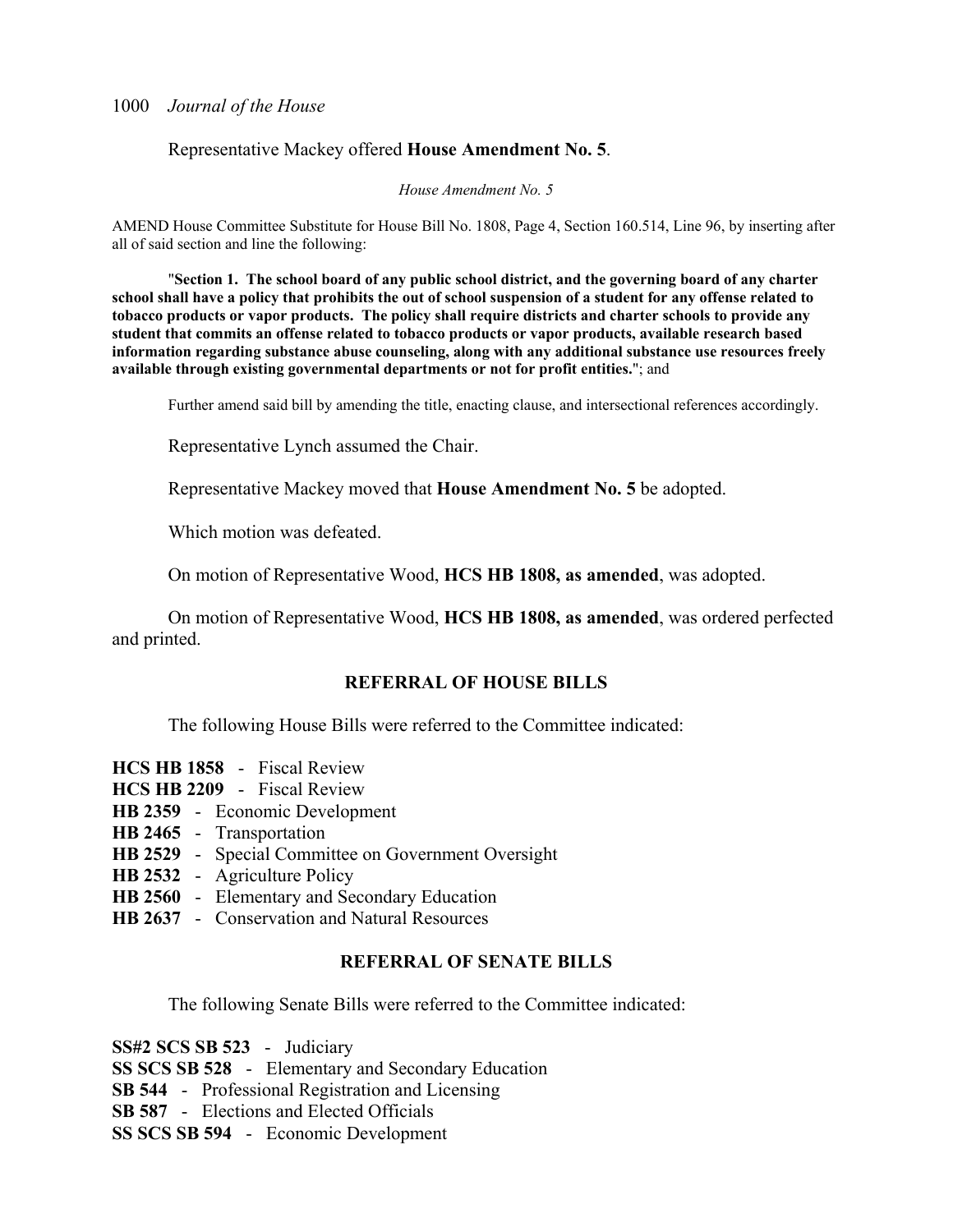Representative Mackey offered **House Amendment No. 5**.

*House Amendment No. 5*

AMEND House Committee Substitute for House Bill No. 1808, Page 4, Section 160.514, Line 96, by inserting after all of said section and line the following:

"**Section 1. The school board of any public school district, and the governing board of any charter school shall have a policy that prohibits the out of school suspension of a student for any offense related to tobacco products or vapor products. The policy shall require districts and charter schools to provide any student that commits an offense related to tobacco products or vapor products, available research based information regarding substance abuse counseling, along with any additional substance use resources freely available through existing governmental departments or not for profit entities.**"; and

Further amend said bill by amending the title, enacting clause, and intersectional references accordingly.

Representative Lynch assumed the Chair.

Representative Mackey moved that **House Amendment No. 5** be adopted.

Which motion was defeated.

On motion of Representative Wood, **HCS HB 1808, as amended**, was adopted.

On motion of Representative Wood, **HCS HB 1808, as amended**, was ordered perfected and printed.

## REFERRAL OF HOUSE BILLS

The following House Bills were referred to the Committee indicated:

**HCS HB 1858** - Fiscal Review
**HCS HB 2209** - Fiscal Review
**HB 2359** - Economic Development
**HB 2465** - Transportation
**HB 2529** - Special Committee on Government Oversight
**HB 2532** - Agriculture Policy
**HB 2560** - Elementary and Secondary Education
**HB 2637** - Conservation and Natural Resources

## REFERRAL OF SENATE BILLS

The following Senate Bills were referred to the Committee indicated:

**SS#2 SCS SB 523** - Judiciary
**SS SCS SB 528** - Elementary and Secondary Education
**SB 544** - Professional Registration and Licensing
**SB 587** - Elections and Elected Officials
**SS SCS SB 594** - Economic Development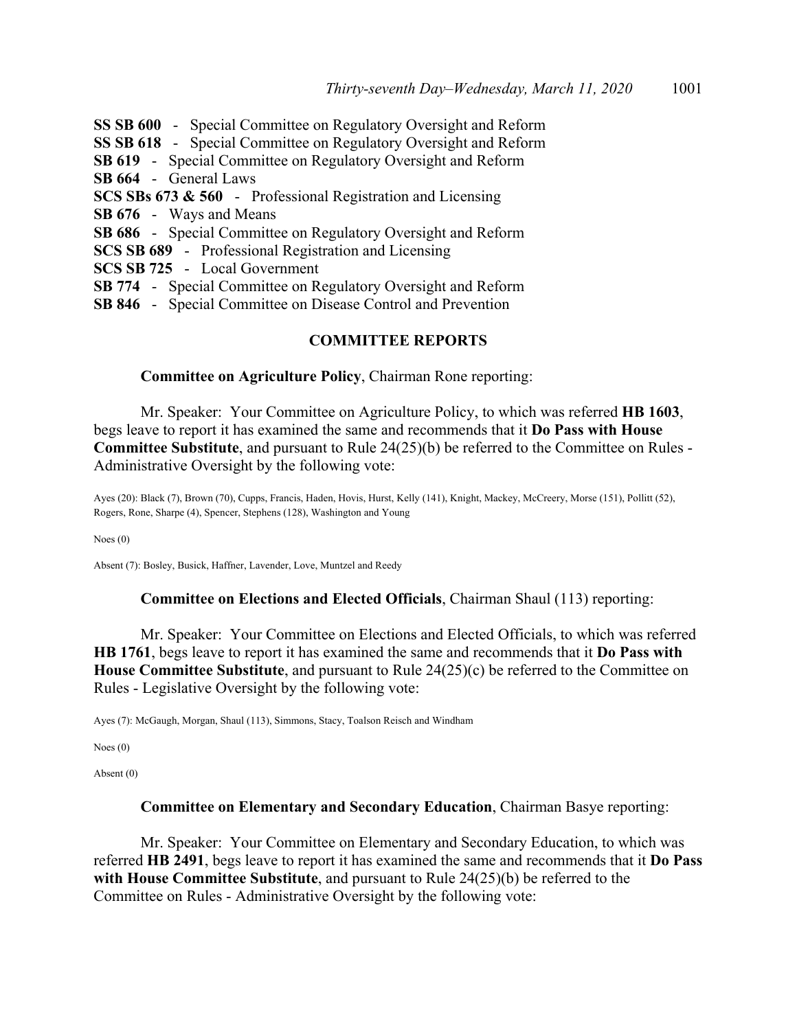**SS SB 600** - Special Committee on Regulatory Oversight and Reform
**SS SB 618** - Special Committee on Regulatory Oversight and Reform
**SB 619** - Special Committee on Regulatory Oversight and Reform
**SB 664** - General Laws
**SCS SBs 673 & 560** - Professional Registration and Licensing
**SB 676** - Ways and Means
**SB 686** - Special Committee on Regulatory Oversight and Reform
**SCS SB 689** - Professional Registration and Licensing
**SCS SB 725** - Local Government
**SB 774** - Special Committee on Regulatory Oversight and Reform
**SB 846** - Special Committee on Disease Control and Prevention

**COMMITTEE REPORTS**

**Committee on Agriculture Policy**, Chairman Rone reporting:

Mr. Speaker: Your Committee on Agriculture Policy, to which was referred **HB 1603**, begs leave to report it has examined the same and recommends that it **Do Pass with House Committee Substitute**, and pursuant to Rule 24(25)(b) be referred to the Committee on Rules - Administrative Oversight by the following vote:

Ayes (20): Black (7), Brown (70), Cupps, Francis, Haden, Hovis, Hurst, Kelly (141), Knight, Mackey, McCreery, Morse (151), Pollitt (52), Rogers, Rone, Sharpe (4), Spencer, Stephens (128), Washington and Young

Noes (0)

Absent (7): Bosley, Busick, Haffner, Lavender, Love, Muntzel and Reedy

**Committee on Elections and Elected Officials**, Chairman Shaul (113) reporting:

Mr. Speaker: Your Committee on Elections and Elected Officials, to which was referred **HB 1761**, begs leave to report it has examined the same and recommends that it **Do Pass with House Committee Substitute**, and pursuant to Rule 24(25)(c) be referred to the Committee on Rules - Legislative Oversight by the following vote:

Ayes (7): McGaugh, Morgan, Shaul (113), Simmons, Stacy, Toalson Reisch and Windham

Noes (0)

Absent (0)

**Committee on Elementary and Secondary Education**, Chairman Basye reporting:

Mr. Speaker: Your Committee on Elementary and Secondary Education, to which was referred **HB 2491**, begs leave to report it has examined the same and recommends that it **Do Pass with House Committee Substitute**, and pursuant to Rule 24(25)(b) be referred to the Committee on Rules - Administrative Oversight by the following vote: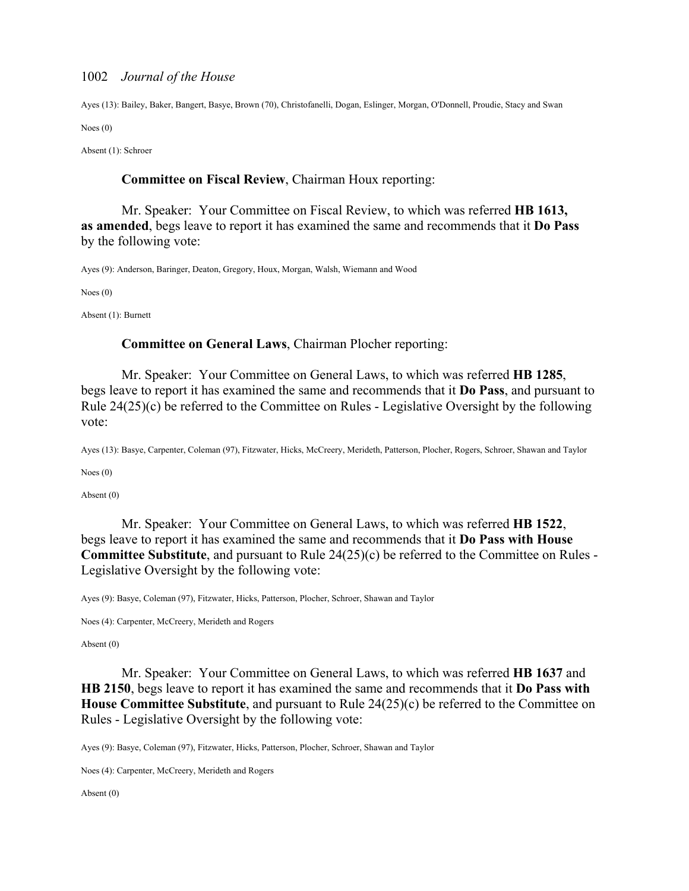Ayes (13): Bailey, Baker, Bangert, Basye, Brown (70), Christofanelli, Dogan, Eslinger, Morgan, O'Donnell, Proudie, Stacy and Swan

Noes (0)

Absent (1): Schroer

**Committee on Fiscal Review**, Chairman Houx reporting:

Mr. Speaker: Your Committee on Fiscal Review, to which was referred **HB 1613, as amended**, begs leave to report it has examined the same and recommends that it **Do Pass** by the following vote:

Ayes (9): Anderson, Baringer, Deaton, Gregory, Houx, Morgan, Walsh, Wiemann and Wood

Noes (0)

Absent (1): Burnett

**Committee on General Laws**, Chairman Plocher reporting:

Mr. Speaker: Your Committee on General Laws, to which was referred **HB 1285**, begs leave to report it has examined the same and recommends that it **Do Pass**, and pursuant to Rule 24(25)(c) be referred to the Committee on Rules - Legislative Oversight by the following vote:

Ayes (13): Basye, Carpenter, Coleman (97), Fitzwater, Hicks, McCreery, Merideth, Patterson, Plocher, Rogers, Schroer, Shawan and Taylor

Noes (0)

Absent (0)

Mr. Speaker: Your Committee on General Laws, to which was referred **HB 1522**, begs leave to report it has examined the same and recommends that it **Do Pass with House Committee Substitute**, and pursuant to Rule 24(25)(c) be referred to the Committee on Rules - Legislative Oversight by the following vote:

Ayes (9): Basye, Coleman (97), Fitzwater, Hicks, Patterson, Plocher, Schroer, Shawan and Taylor

Noes (4): Carpenter, McCreery, Merideth and Rogers

Absent (0)

Mr. Speaker: Your Committee on General Laws, to which was referred **HB 1637** and **HB 2150**, begs leave to report it has examined the same and recommends that it **Do Pass with House Committee Substitute**, and pursuant to Rule 24(25)(c) be referred to the Committee on Rules - Legislative Oversight by the following vote:

Ayes (9): Basye, Coleman (97), Fitzwater, Hicks, Patterson, Plocher, Schroer, Shawan and Taylor

Noes (4): Carpenter, McCreery, Merideth and Rogers

Absent (0)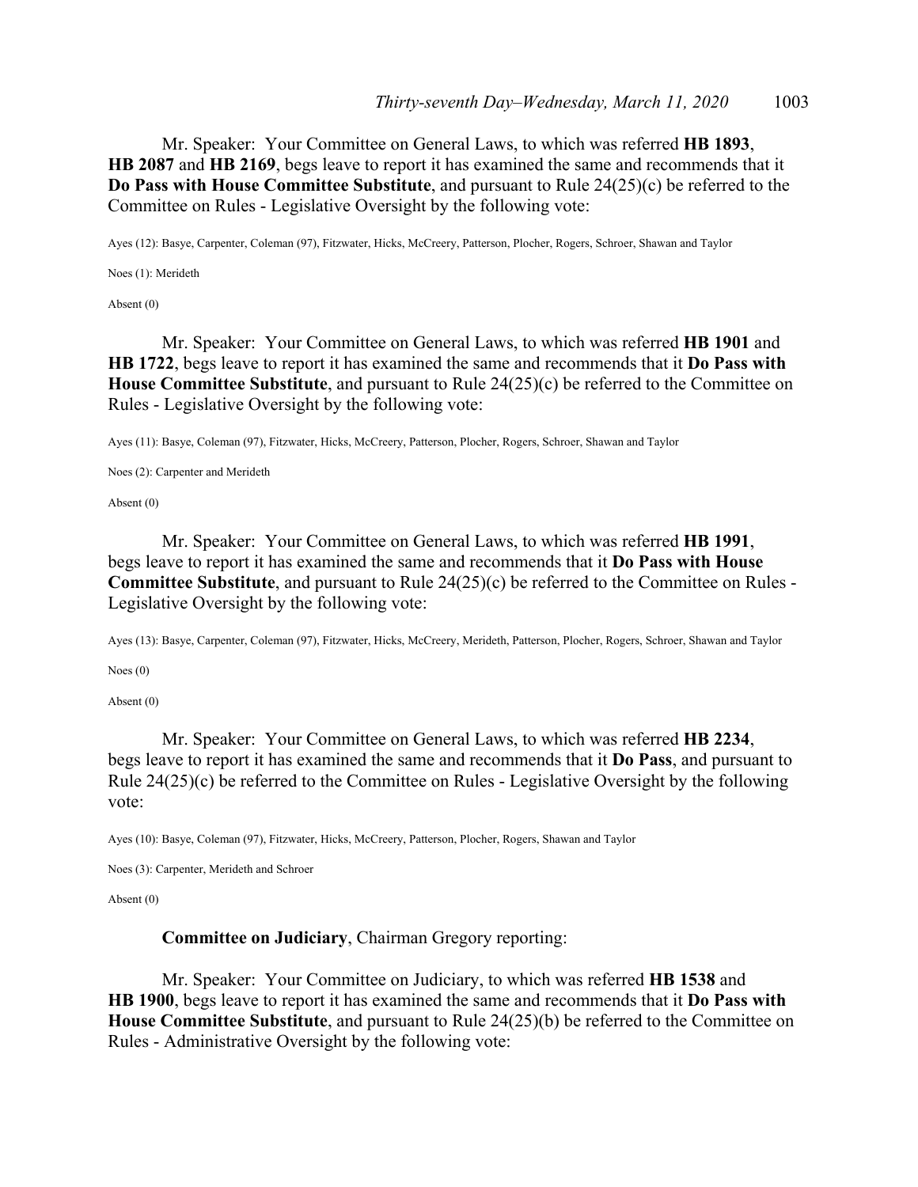Mr. Speaker: Your Committee on General Laws, to which was referred **HB 1893**, **HB 2087** and **HB 2169**, begs leave to report it has examined the same and recommends that it **Do Pass with House Committee Substitute**, and pursuant to Rule 24(25)(c) be referred to the Committee on Rules - Legislative Oversight by the following vote:

Ayes (12): Basye, Carpenter, Coleman (97), Fitzwater, Hicks, McCreery, Patterson, Plocher, Rogers, Schroer, Shawan and Taylor

Noes (1): Merideth

Absent (0)

Mr. Speaker: Your Committee on General Laws, to which was referred **HB 1901** and **HB 1722**, begs leave to report it has examined the same and recommends that it **Do Pass with House Committee Substitute**, and pursuant to Rule 24(25)(c) be referred to the Committee on Rules - Legislative Oversight by the following vote:

Ayes (11): Basye, Coleman (97), Fitzwater, Hicks, McCreery, Patterson, Plocher, Rogers, Schroer, Shawan and Taylor

Noes (2): Carpenter and Merideth

Absent (0)

Mr. Speaker: Your Committee on General Laws, to which was referred **HB 1991**, begs leave to report it has examined the same and recommends that it **Do Pass with House Committee Substitute**, and pursuant to Rule 24(25)(c) be referred to the Committee on Rules - Legislative Oversight by the following vote:

Ayes (13): Basye, Carpenter, Coleman (97), Fitzwater, Hicks, McCreery, Merideth, Patterson, Plocher, Rogers, Schroer, Shawan and Taylor

Noes (0)

Absent (0)

Mr. Speaker: Your Committee on General Laws, to which was referred **HB 2234**, begs leave to report it has examined the same and recommends that it **Do Pass**, and pursuant to Rule 24(25)(c) be referred to the Committee on Rules - Legislative Oversight by the following vote:

Ayes (10): Basye, Coleman (97), Fitzwater, Hicks, McCreery, Patterson, Plocher, Rogers, Shawan and Taylor

Noes (3): Carpenter, Merideth and Schroer

Absent (0)

**Committee on Judiciary**, Chairman Gregory reporting:

Mr. Speaker: Your Committee on Judiciary, to which was referred **HB 1538** and **HB 1900**, begs leave to report it has examined the same and recommends that it **Do Pass with House Committee Substitute**, and pursuant to Rule 24(25)(b) be referred to the Committee on Rules - Administrative Oversight by the following vote: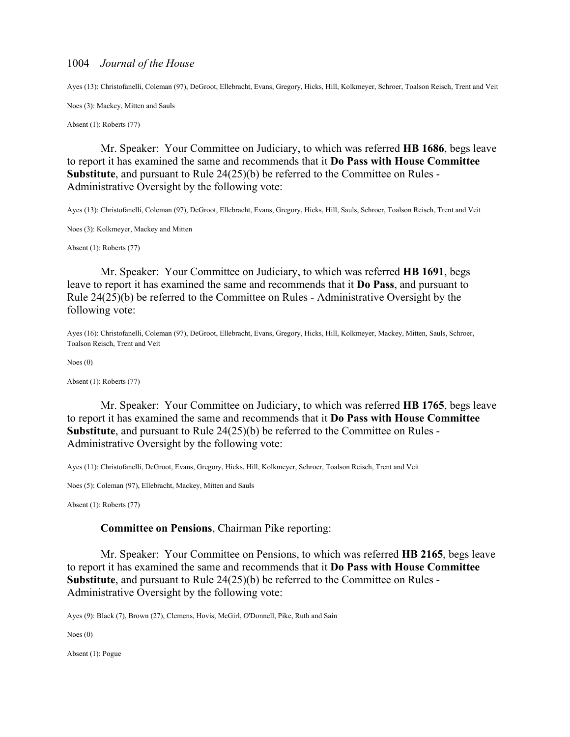Ayes (13): Christofanelli, Coleman (97), DeGroot, Ellebracht, Evans, Gregory, Hicks, Hill, Kolkmeyer, Schroer, Toalson Reisch, Trent and Veit

Noes (3): Mackey, Mitten and Sauls

Absent (1): Roberts (77)

Mr. Speaker: Your Committee on Judiciary, to which was referred **HB 1686**, begs leave to report it has examined the same and recommends that it **Do Pass with House Committee Substitute**, and pursuant to Rule 24(25)(b) be referred to the Committee on Rules - Administrative Oversight by the following vote:

Ayes (13): Christofanelli, Coleman (97), DeGroot, Ellebracht, Evans, Gregory, Hicks, Hill, Sauls, Schroer, Toalson Reisch, Trent and Veit

Noes (3): Kolkmeyer, Mackey and Mitten

Absent (1): Roberts (77)

Mr. Speaker: Your Committee on Judiciary, to which was referred **HB 1691**, begs leave to report it has examined the same and recommends that it **Do Pass**, and pursuant to Rule 24(25)(b) be referred to the Committee on Rules - Administrative Oversight by the following vote:

Ayes (16): Christofanelli, Coleman (97), DeGroot, Ellebracht, Evans, Gregory, Hicks, Hill, Kolkmeyer, Mackey, Mitten, Sauls, Schroer, Toalson Reisch, Trent and Veit

Noes (0)

Absent (1): Roberts (77)

Mr. Speaker: Your Committee on Judiciary, to which was referred **HB 1765**, begs leave to report it has examined the same and recommends that it **Do Pass with House Committee Substitute**, and pursuant to Rule 24(25)(b) be referred to the Committee on Rules - Administrative Oversight by the following vote:

Ayes (11): Christofanelli, DeGroot, Evans, Gregory, Hicks, Hill, Kolkmeyer, Schroer, Toalson Reisch, Trent and Veit

Noes (5): Coleman (97), Ellebracht, Mackey, Mitten and Sauls

Absent (1): Roberts (77)

**Committee on Pensions**, Chairman Pike reporting:

Mr. Speaker: Your Committee on Pensions, to which was referred **HB 2165**, begs leave to report it has examined the same and recommends that it **Do Pass with House Committee Substitute**, and pursuant to Rule 24(25)(b) be referred to the Committee on Rules - Administrative Oversight by the following vote:

Ayes (9): Black (7), Brown (27), Clemens, Hovis, McGirl, O'Donnell, Pike, Ruth and Sain

Noes (0)

Absent (1): Pogue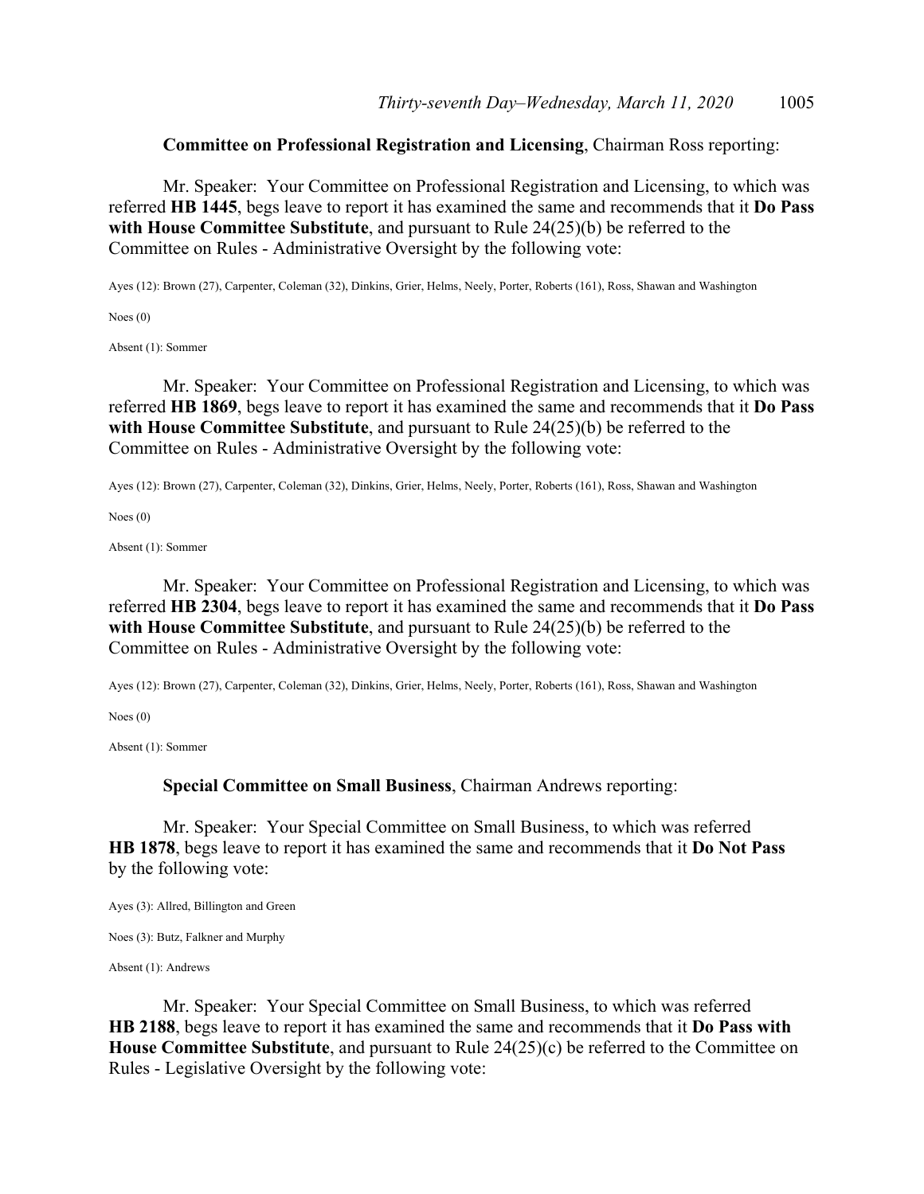**Committee on Professional Registration and Licensing**, Chairman Ross reporting:

Mr. Speaker: Your Committee on Professional Registration and Licensing, to which was referred **HB 1445**, begs leave to report it has examined the same and recommends that it **Do Pass with House Committee Substitute**, and pursuant to Rule 24(25)(b) be referred to the Committee on Rules - Administrative Oversight by the following vote:

Ayes (12): Brown (27), Carpenter, Coleman (32), Dinkins, Grier, Helms, Neely, Porter, Roberts (161), Ross, Shawan and Washington

Noes (0)

Absent (1): Sommer

Mr. Speaker: Your Committee on Professional Registration and Licensing, to which was referred **HB 1869**, begs leave to report it has examined the same and recommends that it **Do Pass with House Committee Substitute**, and pursuant to Rule 24(25)(b) be referred to the Committee on Rules - Administrative Oversight by the following vote:

Ayes (12): Brown (27), Carpenter, Coleman (32), Dinkins, Grier, Helms, Neely, Porter, Roberts (161), Ross, Shawan and Washington

Noes (0)

Absent (1): Sommer

Mr. Speaker: Your Committee on Professional Registration and Licensing, to which was referred **HB 2304**, begs leave to report it has examined the same and recommends that it **Do Pass with House Committee Substitute**, and pursuant to Rule 24(25)(b) be referred to the Committee on Rules - Administrative Oversight by the following vote:

Ayes (12): Brown (27), Carpenter, Coleman (32), Dinkins, Grier, Helms, Neely, Porter, Roberts (161), Ross, Shawan and Washington

Noes (0)

Absent (1): Sommer

**Special Committee on Small Business**, Chairman Andrews reporting:

Mr. Speaker: Your Special Committee on Small Business, to which was referred **HB 1878**, begs leave to report it has examined the same and recommends that it **Do Not Pass** by the following vote:

Ayes (3): Allred, Billington and Green

Noes (3): Butz, Falkner and Murphy

Absent (1): Andrews

Mr. Speaker: Your Special Committee on Small Business, to which was referred **HB 2188**, begs leave to report it has examined the same and recommends that it **Do Pass with House Committee Substitute**, and pursuant to Rule 24(25)(c) be referred to the Committee on Rules - Legislative Oversight by the following vote: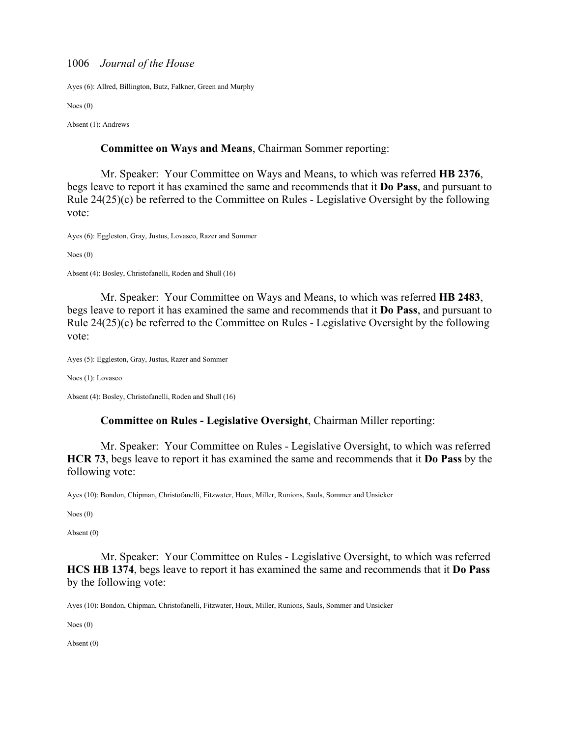Ayes (6): Allred, Billington, Butz, Falkner, Green and Murphy

Noes (0)

Absent (1): Andrews

**Committee on Ways and Means**, Chairman Sommer reporting:

Mr. Speaker: Your Committee on Ways and Means, to which was referred **HB 2376**, begs leave to report it has examined the same and recommends that it **Do Pass**, and pursuant to Rule 24(25)(c) be referred to the Committee on Rules - Legislative Oversight by the following vote:

Ayes (6): Eggleston, Gray, Justus, Lovasco, Razer and Sommer

Noes (0)

Absent (4): Bosley, Christofanelli, Roden and Shull (16)

Mr. Speaker: Your Committee on Ways and Means, to which was referred **HB 2483**, begs leave to report it has examined the same and recommends that it **Do Pass**, and pursuant to Rule 24(25)(c) be referred to the Committee on Rules - Legislative Oversight by the following vote:

Ayes (5): Eggleston, Gray, Justus, Razer and Sommer

Noes (1): Lovasco

Absent (4): Bosley, Christofanelli, Roden and Shull (16)

**Committee on Rules - Legislative Oversight**, Chairman Miller reporting:

Mr. Speaker: Your Committee on Rules - Legislative Oversight, to which was referred **HCR 73**, begs leave to report it has examined the same and recommends that it **Do Pass** by the following vote:

Ayes (10): Bondon, Chipman, Christofanelli, Fitzwater, Houx, Miller, Runions, Sauls, Sommer and Unsicker

Noes (0)

Absent (0)

Mr. Speaker: Your Committee on Rules - Legislative Oversight, to which was referred **HCS HB 1374**, begs leave to report it has examined the same and recommends that it **Do Pass** by the following vote:

Ayes (10): Bondon, Chipman, Christofanelli, Fitzwater, Houx, Miller, Runions, Sauls, Sommer and Unsicker

Noes (0)

Absent (0)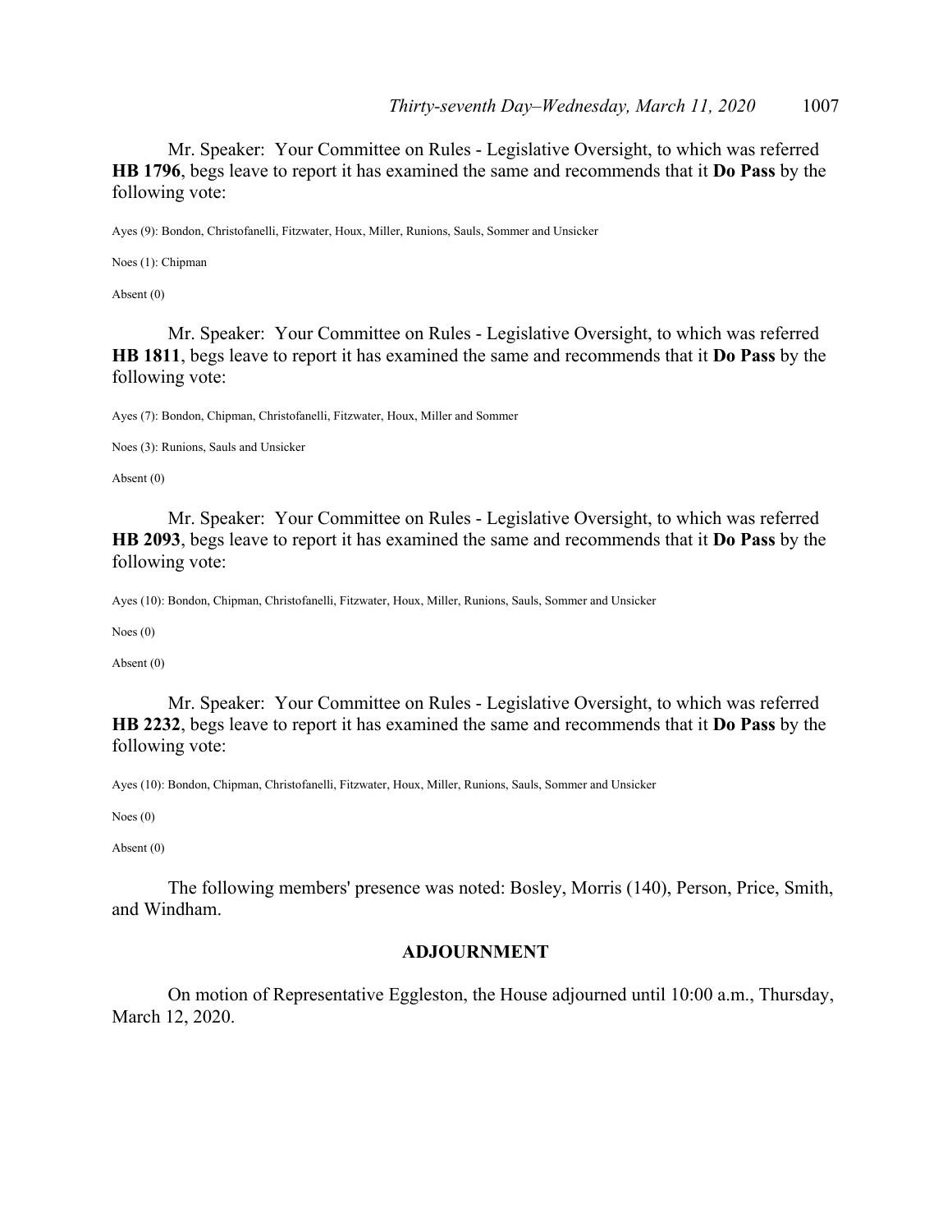Mr. Speaker: Your Committee on Rules - Legislative Oversight, to which was referred **HB 1796**, begs leave to report it has examined the same and recommends that it **Do Pass** by the following vote:

Ayes (9): Bondon, Christofanelli, Fitzwater, Houx, Miller, Runions, Sauls, Sommer and Unsicker

Noes (1): Chipman

Absent (0)

Mr. Speaker: Your Committee on Rules - Legislative Oversight, to which was referred **HB 1811**, begs leave to report it has examined the same and recommends that it **Do Pass** by the following vote:

Ayes (7): Bondon, Chipman, Christofanelli, Fitzwater, Houx, Miller and Sommer

Noes (3): Runions, Sauls and Unsicker

Absent (0)

Mr. Speaker: Your Committee on Rules - Legislative Oversight, to which was referred **HB 2093**, begs leave to report it has examined the same and recommends that it **Do Pass** by the following vote:

Ayes (10): Bondon, Chipman, Christofanelli, Fitzwater, Houx, Miller, Runions, Sauls, Sommer and Unsicker

Noes (0)

Absent (0)

Mr. Speaker: Your Committee on Rules - Legislative Oversight, to which was referred **HB 2232**, begs leave to report it has examined the same and recommends that it **Do Pass** by the following vote:

Ayes (10): Bondon, Chipman, Christofanelli, Fitzwater, Houx, Miller, Runions, Sauls, Sommer and Unsicker

Noes (0)

Absent (0)

The following members' presence was noted: Bosley, Morris (140), Person, Price, Smith, and Windham.

## ADJOURNMENT

On motion of Representative Eggleston, the House adjourned until 10:00 a.m., Thursday, March 12, 2020.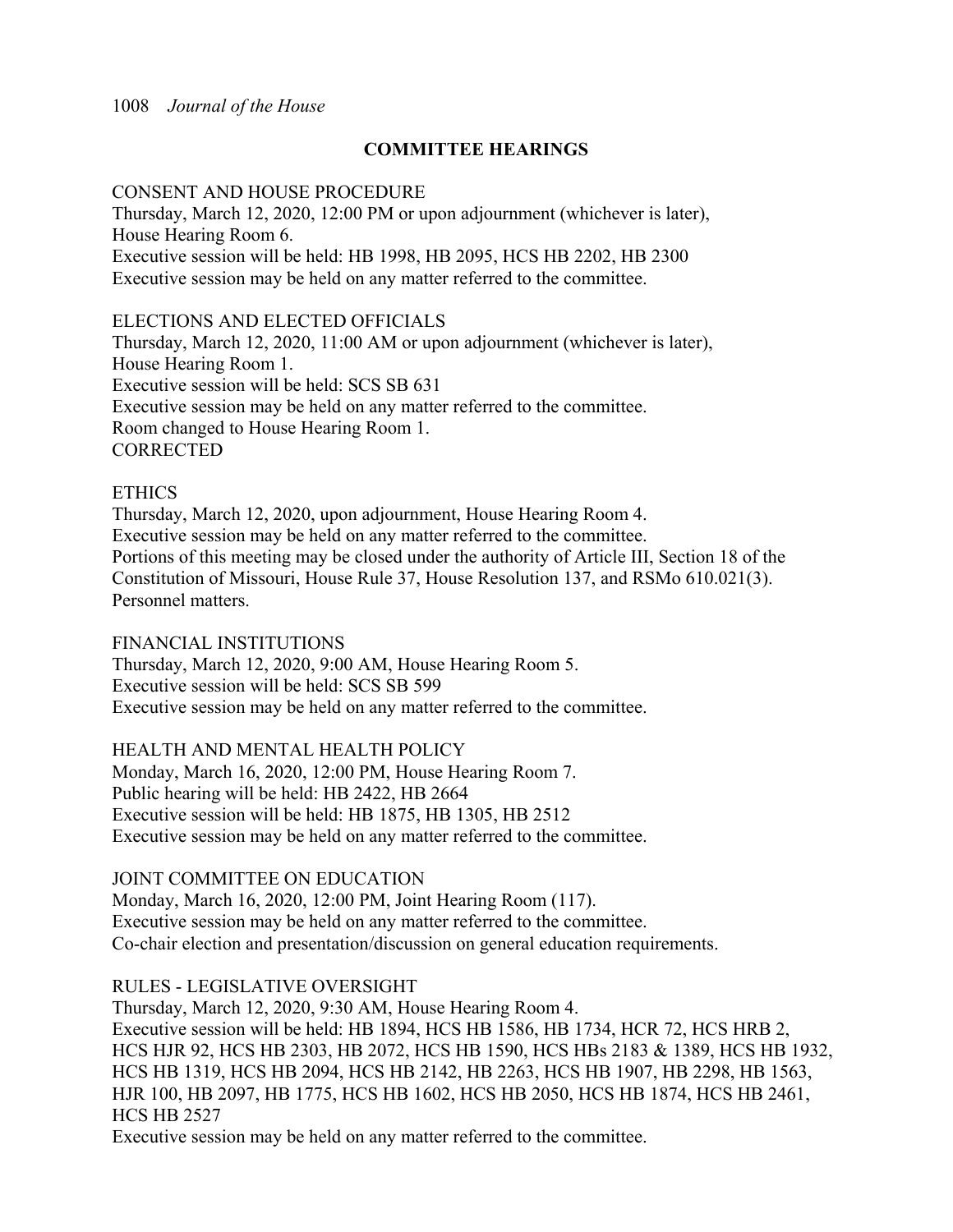## COMMITTEE HEARINGS

CONSENT AND HOUSE PROCEDURE
Thursday, March 12, 2020, 12:00 PM or upon adjournment (whichever is later), House Hearing Room 6.
Executive session will be held: HB 1998, HB 2095, HCS HB 2202, HB 2300
Executive session may be held on any matter referred to the committee.

ELECTIONS AND ELECTED OFFICIALS
Thursday, March 12, 2020, 11:00 AM or upon adjournment (whichever is later), House Hearing Room 1.
Executive session will be held: SCS SB 631
Executive session may be held on any matter referred to the committee.
Room changed to House Hearing Room 1.
CORRECTED

ETHICS
Thursday, March 12, 2020, upon adjournment, House Hearing Room 4.
Executive session may be held on any matter referred to the committee.
Portions of this meeting may be closed under the authority of Article III, Section 18 of the Constitution of Missouri, House Rule 37, House Resolution 137, and RSMo 610.021(3).
Personnel matters.

FINANCIAL INSTITUTIONS
Thursday, March 12, 2020, 9:00 AM, House Hearing Room 5.
Executive session will be held: SCS SB 599
Executive session may be held on any matter referred to the committee.

HEALTH AND MENTAL HEALTH POLICY
Monday, March 16, 2020, 12:00 PM, House Hearing Room 7.
Public hearing will be held: HB 2422, HB 2664
Executive session will be held: HB 1875, HB 1305, HB 2512
Executive session may be held on any matter referred to the committee.

JOINT COMMITTEE ON EDUCATION
Monday, March 16, 2020, 12:00 PM, Joint Hearing Room (117).
Executive session may be held on any matter referred to the committee.
Co-chair election and presentation/discussion on general education requirements.

RULES - LEGISLATIVE OVERSIGHT
Thursday, March 12, 2020, 9:30 AM, House Hearing Room 4.
Executive session will be held: HB 1894, HCS HB 1586, HB 1734, HCR 72, HCS HRB 2, HCS HJR 92, HCS HB 2303, HB 2072, HCS HB 1590, HCS HBs 2183 & 1389, HCS HB 1932, HCS HB 1319, HCS HB 2094, HCS HB 2142, HB 2263, HCS HB 1907, HB 2298, HB 1563, HJR 100, HB 2097, HB 1775, HCS HB 1602, HCS HB 2050, HCS HB 1874, HCS HB 2461, HCS HB 2527
Executive session may be held on any matter referred to the committee.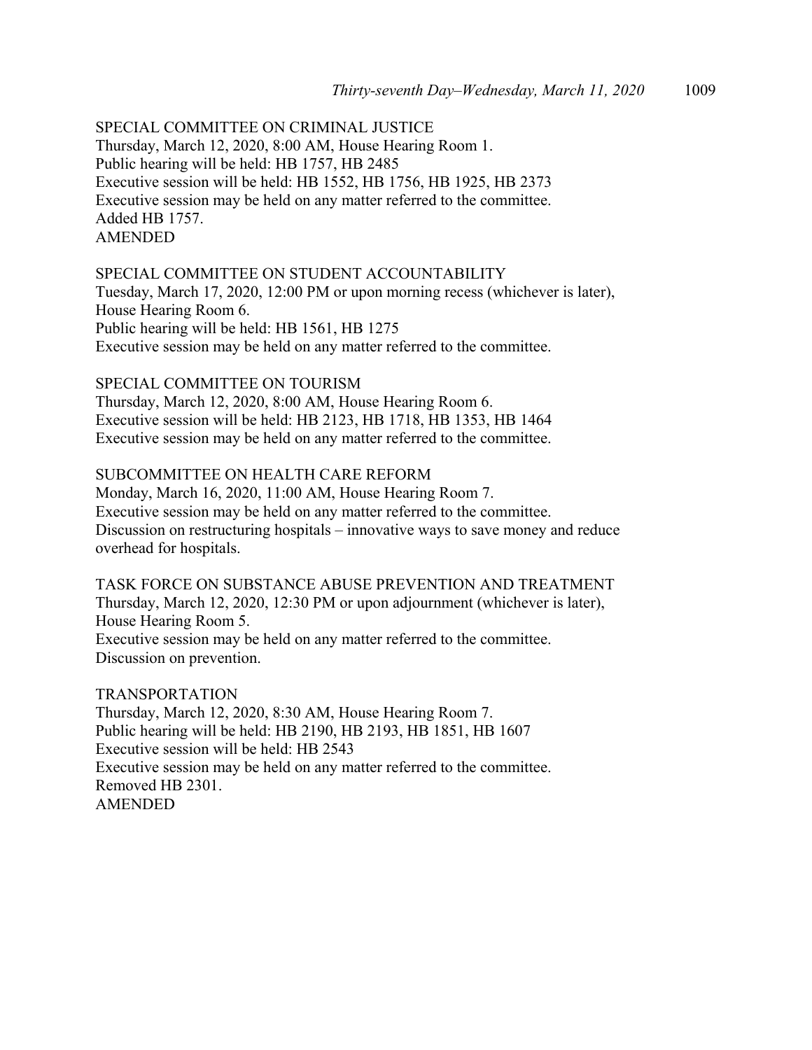SPECIAL COMMITTEE ON CRIMINAL JUSTICE
Thursday, March 12, 2020, 8:00 AM, House Hearing Room 1.
Public hearing will be held: HB 1757, HB 2485
Executive session will be held: HB 1552, HB 1756, HB 1925, HB 2373
Executive session may be held on any matter referred to the committee.
Added HB 1757.
AMENDED

SPECIAL COMMITTEE ON STUDENT ACCOUNTABILITY
Tuesday, March 17, 2020, 12:00 PM or upon morning recess (whichever is later), House Hearing Room 6.
Public hearing will be held: HB 1561, HB 1275
Executive session may be held on any matter referred to the committee.

SPECIAL COMMITTEE ON TOURISM
Thursday, March 12, 2020, 8:00 AM, House Hearing Room 6.
Executive session will be held: HB 2123, HB 1718, HB 1353, HB 1464
Executive session may be held on any matter referred to the committee.

SUBCOMMITTEE ON HEALTH CARE REFORM
Monday, March 16, 2020, 11:00 AM, House Hearing Room 7.
Executive session may be held on any matter referred to the committee.
Discussion on restructuring hospitals – innovative ways to save money and reduce overhead for hospitals.

TASK FORCE ON SUBSTANCE ABUSE PREVENTION AND TREATMENT
Thursday, March 12, 2020, 12:30 PM or upon adjournment (whichever is later), House Hearing Room 5.
Executive session may be held on any matter referred to the committee.
Discussion on prevention.

TRANSPORTATION
Thursday, March 12, 2020, 8:30 AM, House Hearing Room 7.
Public hearing will be held: HB 2190, HB 2193, HB 1851, HB 1607
Executive session will be held: HB 2543
Executive session may be held on any matter referred to the committee.
Removed HB 2301.
AMENDED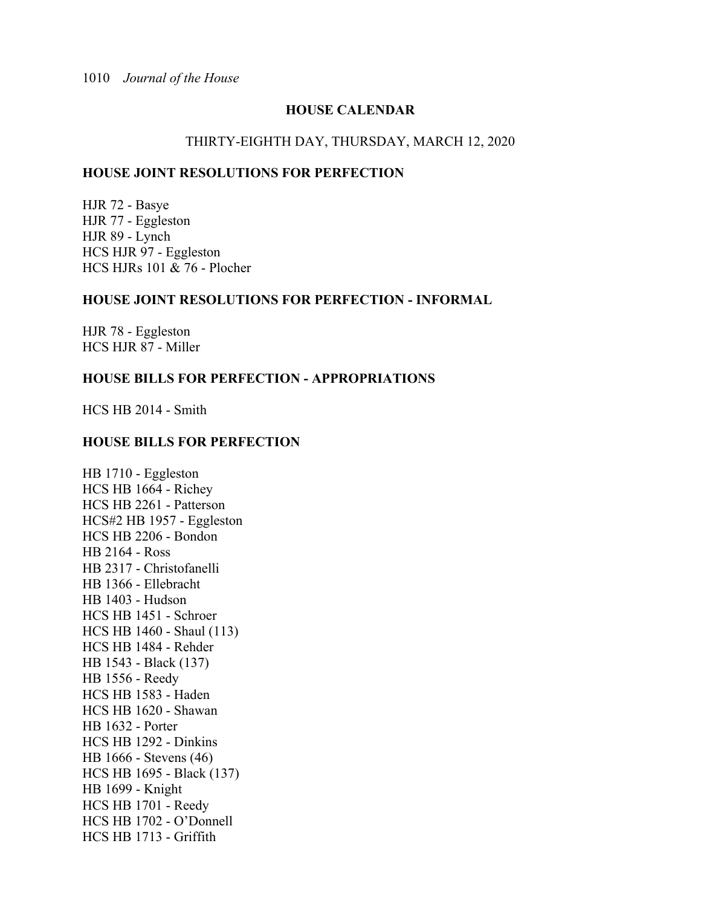## HOUSE CALENDAR

THIRTY-EIGHTH DAY, THURSDAY, MARCH 12, 2020

### HOUSE JOINT RESOLUTIONS FOR PERFECTION

HJR 72 - Basye
HJR 77 - Eggleston
HJR 89 - Lynch
HCS HJR 97 - Eggleston
HCS HJRs 101 & 76 - Plocher

### HOUSE JOINT RESOLUTIONS FOR PERFECTION - INFORMAL

HJR 78 - Eggleston
HCS HJR 87 - Miller

### HOUSE BILLS FOR PERFECTION - APPROPRIATIONS

HCS HB 2014 - Smith

### HOUSE BILLS FOR PERFECTION

HB 1710 - Eggleston
HCS HB 1664 - Richey
HCS HB 2261 - Patterson
HCS#2 HB 1957 - Eggleston
HCS HB 2206 - Bondon
HB 2164 - Ross
HB 2317 - Christofanelli
HB 1366 - Ellebracht
HB 1403 - Hudson
HCS HB 1451 - Schroer
HCS HB 1460 - Shaul (113)
HCS HB 1484 - Rehder
HB 1543 - Black (137)
HB 1556 - Reedy
HCS HB 1583 - Haden
HCS HB 1620 - Shawan
HB 1632 - Porter
HCS HB 1292 - Dinkins
HB 1666 - Stevens (46)
HCS HB 1695 - Black (137)
HB 1699 - Knight
HCS HB 1701 - Reedy
HCS HB 1702 - O'Donnell
HCS HB 1713 - Griffith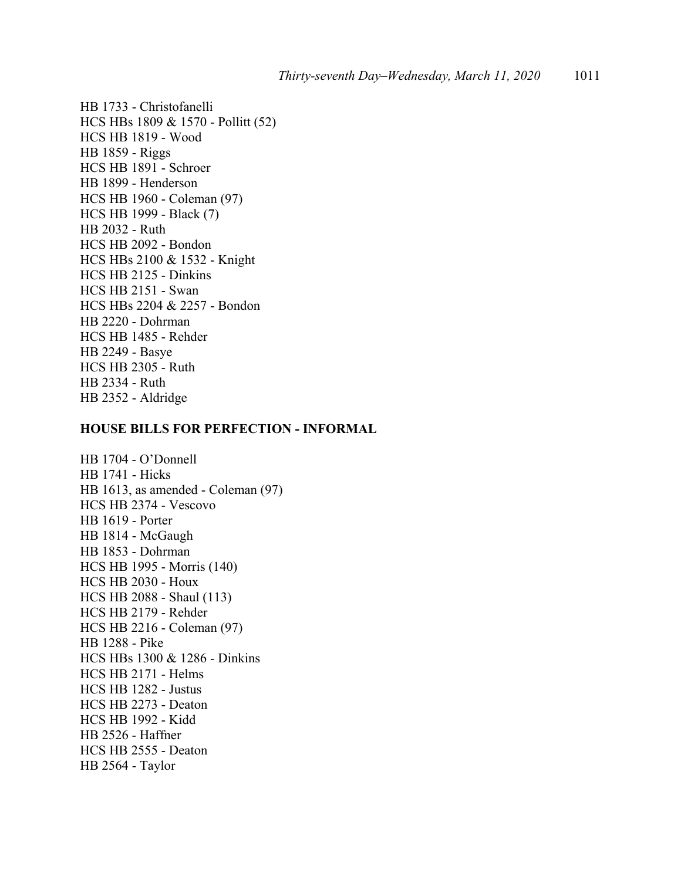HB 1733 - Christofanelli
HCS HBs 1809 & 1570 - Pollitt (52)
HCS HB 1819 - Wood
HB 1859 - Riggs
HCS HB 1891 - Schroer
HB 1899 - Henderson
HCS HB 1960 - Coleman (97)
HCS HB 1999 - Black (7)
HB 2032 - Ruth
HCS HB 2092 - Bondon
HCS HBs 2100 & 1532 - Knight
HCS HB 2125 - Dinkins
HCS HB 2151 - Swan
HCS HBs 2204 & 2257 - Bondon
HB 2220 - Dohrman
HCS HB 1485 - Rehder
HB 2249 - Basye
HCS HB 2305 - Ruth
HB 2334 - Ruth
HB 2352 - Aldridge

**HOUSE BILLS FOR PERFECTION - INFORMAL**

HB 1704 - O'Donnell
HB 1741 - Hicks
HB 1613, as amended - Coleman (97)
HCS HB 2374 - Vescovo
HB 1619 - Porter
HB 1814 - McGaugh
HB 1853 - Dohrman
HCS HB 1995 - Morris (140)
HCS HB 2030 - Houx
HCS HB 2088 - Shaul (113)
HCS HB 2179 - Rehder
HCS HB 2216 - Coleman (97)
HB 1288 - Pike
HCS HBs 1300 & 1286 - Dinkins
HCS HB 2171 - Helms
HCS HB 1282 - Justus
HCS HB 2273 - Deaton
HCS HB 1992 - Kidd
HB 2526 - Haffner
HCS HB 2555 - Deaton
HB 2564 - Taylor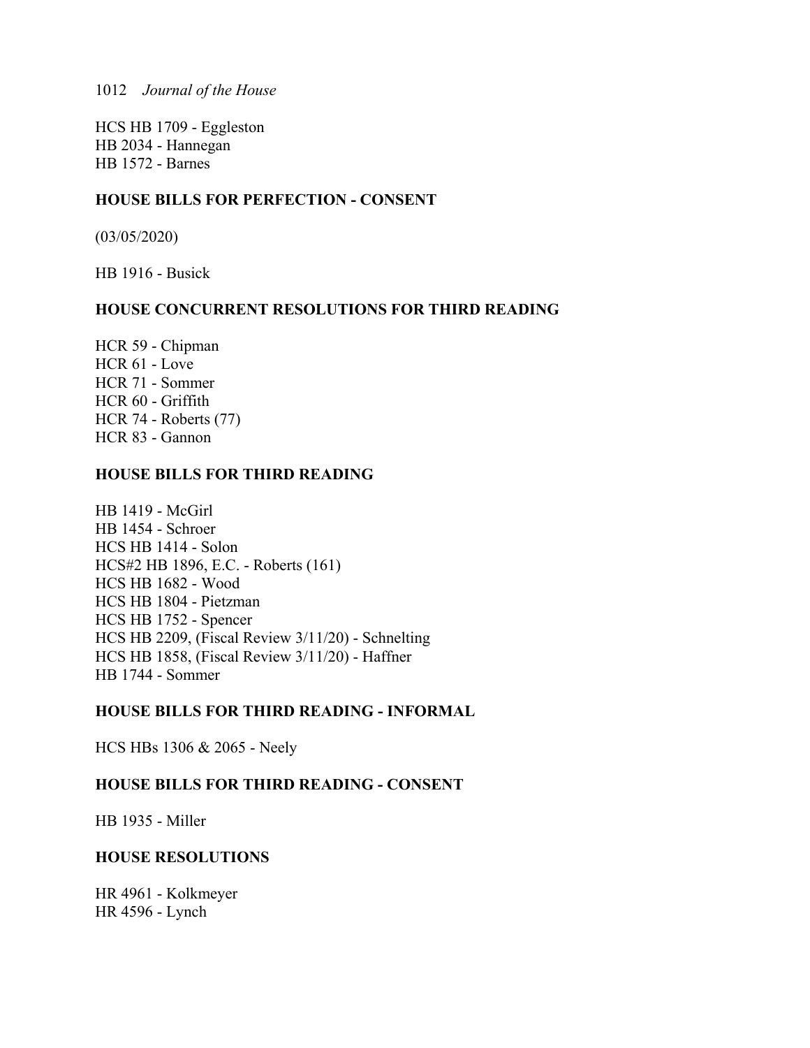HCS HB 1709 - Eggleston
HB 2034 - Hannegan
HB 1572 - Barnes

**HOUSE BILLS FOR PERFECTION - CONSENT**

(03/05/2020)

HB 1916 - Busick

**HOUSE CONCURRENT RESOLUTIONS FOR THIRD READING**

HCR 59 - Chipman
HCR 61 - Love
HCR 71 - Sommer
HCR 60 - Griffith
HCR 74 - Roberts (77)
HCR 83 - Gannon

**HOUSE BILLS FOR THIRD READING**

HB 1419 - McGirl
HB 1454 - Schroer
HCS HB 1414 - Solon
HCS#2 HB 1896, E.C. - Roberts (161)
HCS HB 1682 - Wood
HCS HB 1804 - Pietzman
HCS HB 1752 - Spencer
HCS HB 2209, (Fiscal Review 3/11/20) - Schnelting
HCS HB 1858, (Fiscal Review 3/11/20) - Haffner
HB 1744 - Sommer

**HOUSE BILLS FOR THIRD READING - INFORMAL**

HCS HBs 1306 & 2065 - Neely

**HOUSE BILLS FOR THIRD READING - CONSENT**

HB 1935 - Miller

**HOUSE RESOLUTIONS**

HR 4961 - Kolkmeyer
HR 4596 - Lynch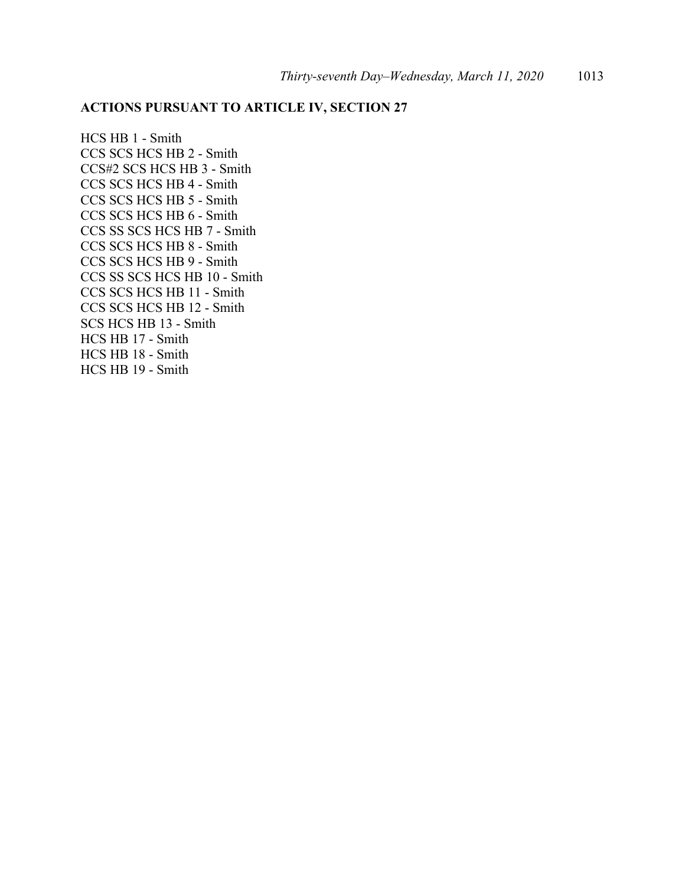## ACTIONS PURSUANT TO ARTICLE IV, SECTION 27

HCS HB 1 - Smith
CCS SCS HCS HB 2 - Smith
CCS#2 SCS HCS HB 3 - Smith
CCS SCS HCS HB 4 - Smith
CCS SCS HCS HB 5 - Smith
CCS SCS HCS HB 6 - Smith
CCS SS SCS HCS HB 7 - Smith
CCS SCS HCS HB 8 - Smith
CCS SCS HCS HB 9 - Smith
CCS SS SCS HCS HB 10 - Smith
CCS SCS HCS HB 11 - Smith
CCS SCS HCS HB 12 - Smith
SCS HCS HB 13 - Smith
HCS HB 17 - Smith
HCS HB 18 - Smith
HCS HB 19 - Smith